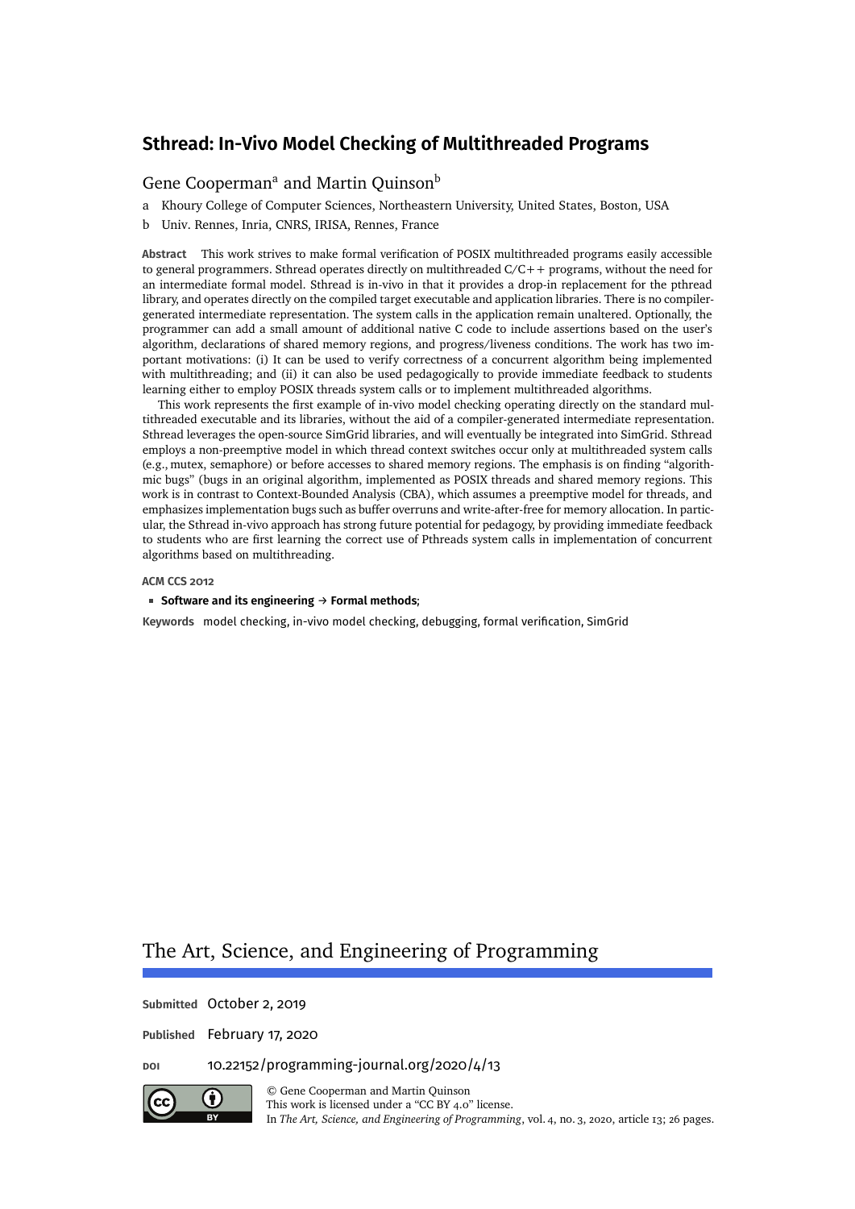# Sthread: In-Vivo Model Checking of Multithreaded Programs

Gene Cooperman[a] and Martin Quinson[b]

a Khoury College of Computer Sciences, Northeastern University, United States, Boston, USA

b Univ. Rennes, Inria, CNRS, IRISA, Rennes, France

**Abstract** This work strives to make formal verification of POSIX multithreaded programs easily accessible to general programmers. Sthread operates directly on multithreaded C/C++ programs, without the need for an intermediate formal model. Sthread is in-vivo in that it provides a drop-in replacement for the pthread library, and operates directly on the compiled target executable and application libraries. There is no compiler-generated intermediate representation. The system calls in the application remain unaltered. Optionally, the programmer can add a small amount of additional native C code to include assertions based on the user's algorithm, declarations of shared memory regions, and progress/liveness conditions. The work has two important motivations: (i) It can be used to verify correctness of a concurrent algorithm being implemented with multithreading; and (ii) it can also be used pedagogically to provide immediate feedback to students learning either to employ POSIX threads system calls or to implement multithreaded algorithms.

This work represents the first example of in-vivo model checking operating directly on the standard multithreaded executable and its libraries, without the aid of a compiler-generated intermediate representation. Sthread leverages the open-source SimGrid libraries, and will eventually be integrated into SimGrid. Sthread employs a non-preemptive model in which thread context switches occur only at multithreaded system calls (e.g., mutex, semaphore) or before accesses to shared memory regions. The emphasis is on finding "algorithmic bugs" (bugs in an original algorithm, implemented as POSIX threads and shared memory regions. This work is in contrast to Context-Bounded Analysis (CBA), which assumes a preemptive model for threads, and emphasizes implementation bugs such as buffer overruns and write-after-free for memory allocation. In particular, the Sthread in-vivo approach has strong future potential for pedagogy, by providing immediate feedback to students who are first learning the correct use of Pthreads system calls in implementation of concurrent algorithms based on multithreading.

**ACM CCS 2012**

- **Software and its engineering → Formal methods**;

**Keywords** model checking, in-vivo model checking, debugging, formal verification, SimGrid

## The Art, Science, and Engineering of Programming

**Submitted** October 2, 2019

**Published** February 17, 2020

**DOI** 10.22152/programming-journal.org/2020/4/13

© Gene Cooperman and Martin Quinson
This work is licensed under a "CC BY 4.0" license.
In *The Art, Science, and Engineering of Programming*, vol. 4, no. 3, 2020, article 13; 26 pages.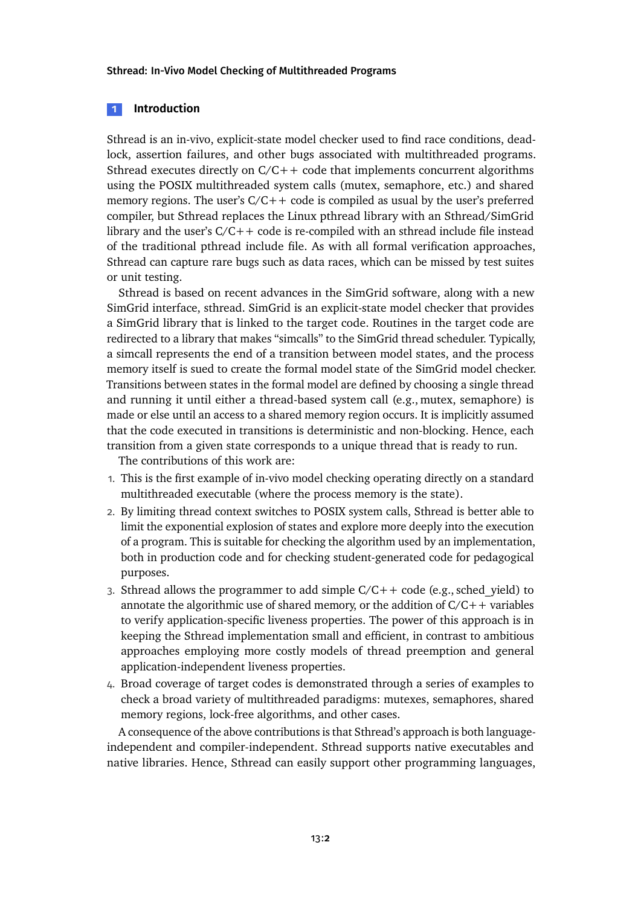## 1 Introduction

Sthread is an in-vivo, explicit-state model checker used to find race conditions, deadlock, assertion failures, and other bugs associated with multithreaded programs. Sthread executes directly on C/C++ code that implements concurrent algorithms using the POSIX multithreaded system calls (mutex, semaphore, etc.) and shared memory regions. The user's C/C++ code is compiled as usual by the user's preferred compiler, but Sthread replaces the Linux pthread library with an Sthread/SimGrid library and the user's C/C++ code is re-compiled with an sthread include file instead of the traditional pthread include file. As with all formal verification approaches, Sthread can capture rare bugs such as data races, which can be missed by test suites or unit testing.

Sthread is based on recent advances in the SimGrid software, along with a new SimGrid interface, sthread. SimGrid is an explicit-state model checker that provides a SimGrid library that is linked to the target code. Routines in the target code are redirected to a library that makes "simcalls" to the SimGrid thread scheduler. Typically, a simcall represents the end of a transition between model states, and the process memory itself is sued to create the formal model state of the SimGrid model checker. Transitions between states in the formal model are defined by choosing a single thread and running it until either a thread-based system call (e.g., mutex, semaphore) is made or else until an access to a shared memory region occurs. It is implicitly assumed that the code executed in transitions is deterministic and non-blocking. Hence, each transition from a given state corresponds to a unique thread that is ready to run.

The contributions of this work are:

1. This is the first example of in-vivo model checking operating directly on a standard multithreaded executable (where the process memory is the state).
2. By limiting thread context switches to POSIX system calls, Sthread is better able to limit the exponential explosion of states and explore more deeply into the execution of a program. This is suitable for checking the algorithm used by an implementation, both in production code and for checking student-generated code for pedagogical purposes.
3. Sthread allows the programmer to add simple C/C++ code (e.g., sched_yield) to annotate the algorithmic use of shared memory, or the addition of C/C++ variables to verify application-specific liveness properties. The power of this approach is in keeping the Sthread implementation small and efficient, in contrast to ambitious approaches employing more costly models of thread preemption and general application-independent liveness properties.
4. Broad coverage of target codes is demonstrated through a series of examples to check a broad variety of multithreaded paradigms: mutexes, semaphores, shared memory regions, lock-free algorithms, and other cases.

A consequence of the above contributions is that Sthread's approach is both language-independent and compiler-independent. Sthread supports native executables and native libraries. Hence, Sthread can easily support other programming languages,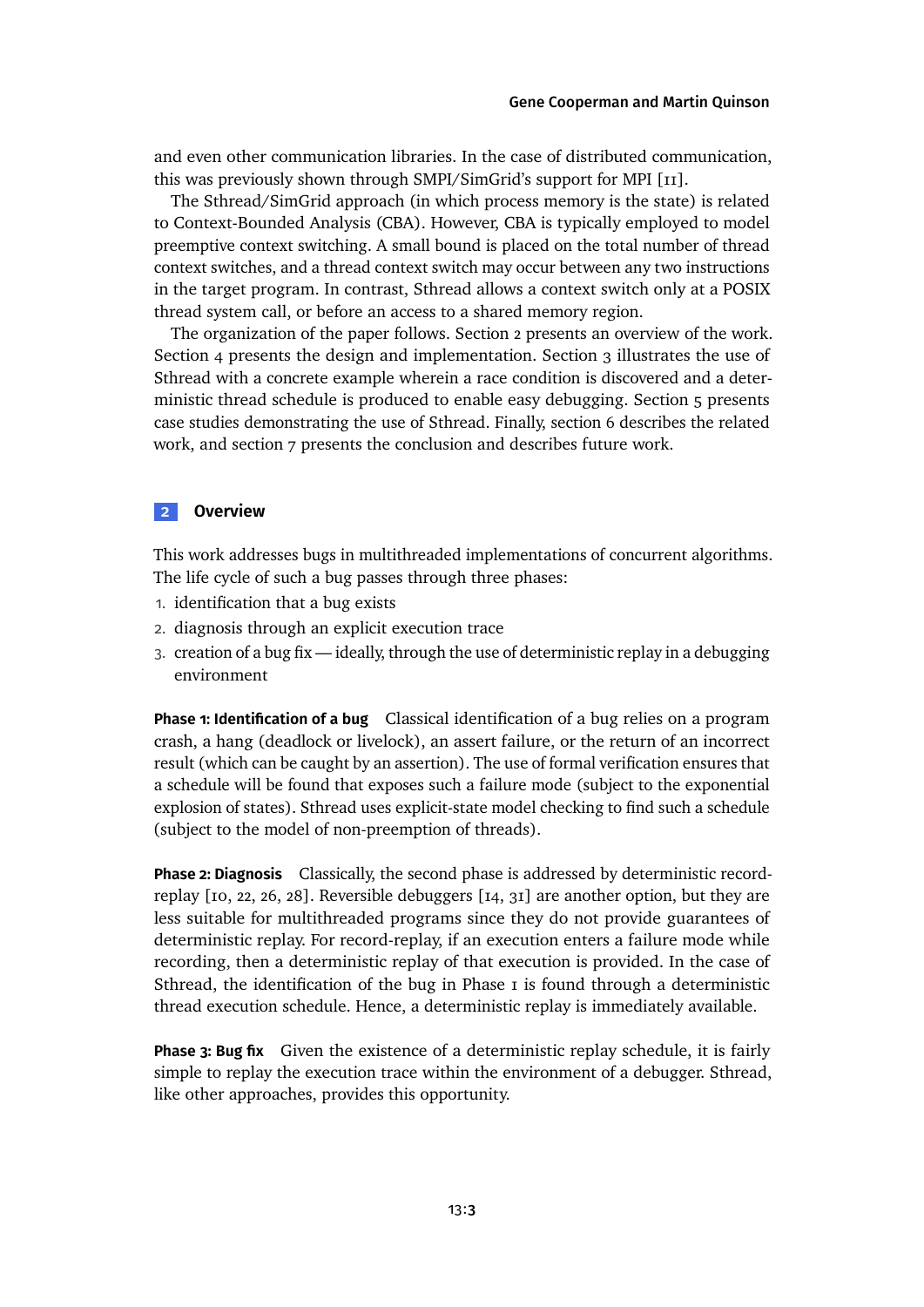and even other communication libraries. In the case of distributed communication, this was previously shown through SMPI/SimGrid's support for MPI [11].

The Sthread/SimGrid approach (in which process memory is the state) is related to Context-Bounded Analysis (CBA). However, CBA is typically employed to model preemptive context switching. A small bound is placed on the total number of thread context switches, and a thread context switch may occur between any two instructions in the target program. In contrast, Sthread allows a context switch only at a POSIX thread system call, or before an access to a shared memory region.

The organization of the paper follows. Section 2 presents an overview of the work. Section 4 presents the design and implementation. Section 3 illustrates the use of Sthread with a concrete example wherein a race condition is discovered and a deterministic thread schedule is produced to enable easy debugging. Section 5 presents case studies demonstrating the use of Sthread. Finally, section 6 describes the related work, and section 7 presents the conclusion and describes future work.

## 2 Overview

This work addresses bugs in multithreaded implementations of concurrent algorithms. The life cycle of such a bug passes through three phases:

1. identification that a bug exists
2. diagnosis through an explicit execution trace
3. creation of a bug fix — ideally, through the use of deterministic replay in a debugging environment

**Phase 1: Identification of a bug** Classical identification of a bug relies on a program crash, a hang (deadlock or livelock), an assert failure, or the return of an incorrect result (which can be caught by an assertion). The use of formal verification ensures that a schedule will be found that exposes such a failure mode (subject to the exponential explosion of states). Sthread uses explicit-state model checking to find such a schedule (subject to the model of non-preemption of threads).

**Phase 2: Diagnosis** Classically, the second phase is addressed by deterministic record-replay [10, 22, 26, 28]. Reversible debuggers [14, 31] are another option, but they are less suitable for multithreaded programs since they do not provide guarantees of deterministic replay. For record-replay, if an execution enters a failure mode while recording, then a deterministic replay of that execution is provided. In the case of Sthread, the identification of the bug in Phase 1 is found through a deterministic thread execution schedule. Hence, a deterministic replay is immediately available.

**Phase 3: Bug fix** Given the existence of a deterministic replay schedule, it is fairly simple to replay the execution trace within the environment of a debugger. Sthread, like other approaches, provides this opportunity.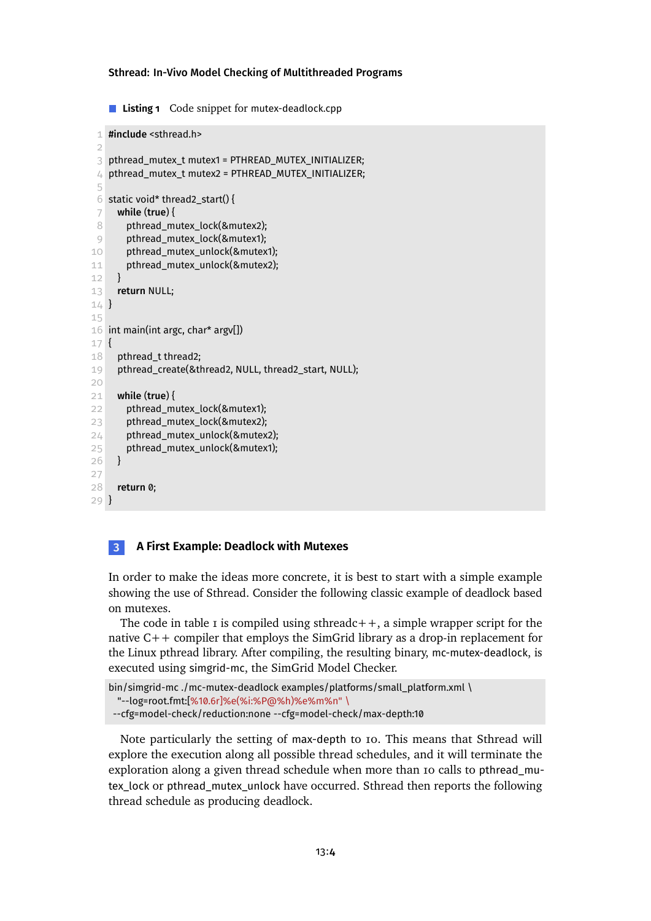**Listing 1** Code snippet for mutex-deadlock.cpp

```
#include <sthread.h>

pthread_mutex_t mutex1 = PTHREAD_MUTEX_INITIALIZER;
pthread_mutex_t mutex2 = PTHREAD_MUTEX_INITIALIZER;

static void* thread2_start() {
  while (true) {
    pthread_mutex_lock(&mutex2);
    pthread_mutex_lock(&mutex1);
    pthread_mutex_unlock(&mutex1);
    pthread_mutex_unlock(&mutex2);
  }
  return NULL;
}

int main(int argc, char* argv[])
{
  pthread_t thread2;
  pthread_create(&thread2, NULL, thread2_start, NULL);

  while (true) {
    pthread_mutex_lock(&mutex1);
    pthread_mutex_lock(&mutex2);
    pthread_mutex_unlock(&mutex2);
    pthread_mutex_unlock(&mutex1);
  }

  return 0;
}
```

## 3 A First Example: Deadlock with Mutexes

In order to make the ideas more concrete, it is best to start with a simple example showing the use of Sthread. Consider the following classic example of deadlock based on mutexes.

The code in table 1 is compiled using sthreadc++, a simple wrapper script for the native C++ compiler that employs the SimGrid library as a drop-in replacement for the Linux pthread library. After compiling, the resulting binary, mc-mutex-deadlock, is executed using simgrid-mc, the SimGrid Model Checker.

```
bin/simgrid-mc ./mc-mutex-deadlock examples/platforms/small_platform.xml \
  "--log=root.fmt:[%10.6r]%e(%i:%P@%h)%e%m%n" \
 --cfg=model-check/reduction:none --cfg=model-check/max-depth:10
```

Note particularly the setting of max-depth to 10. This means that Sthread will explore the execution along all possible thread schedules, and it will terminate the exploration along a given thread schedule when more than 10 calls to pthread_mutex_lock or pthread_mutex_unlock have occurred. Sthread then reports the following thread schedule as producing deadlock.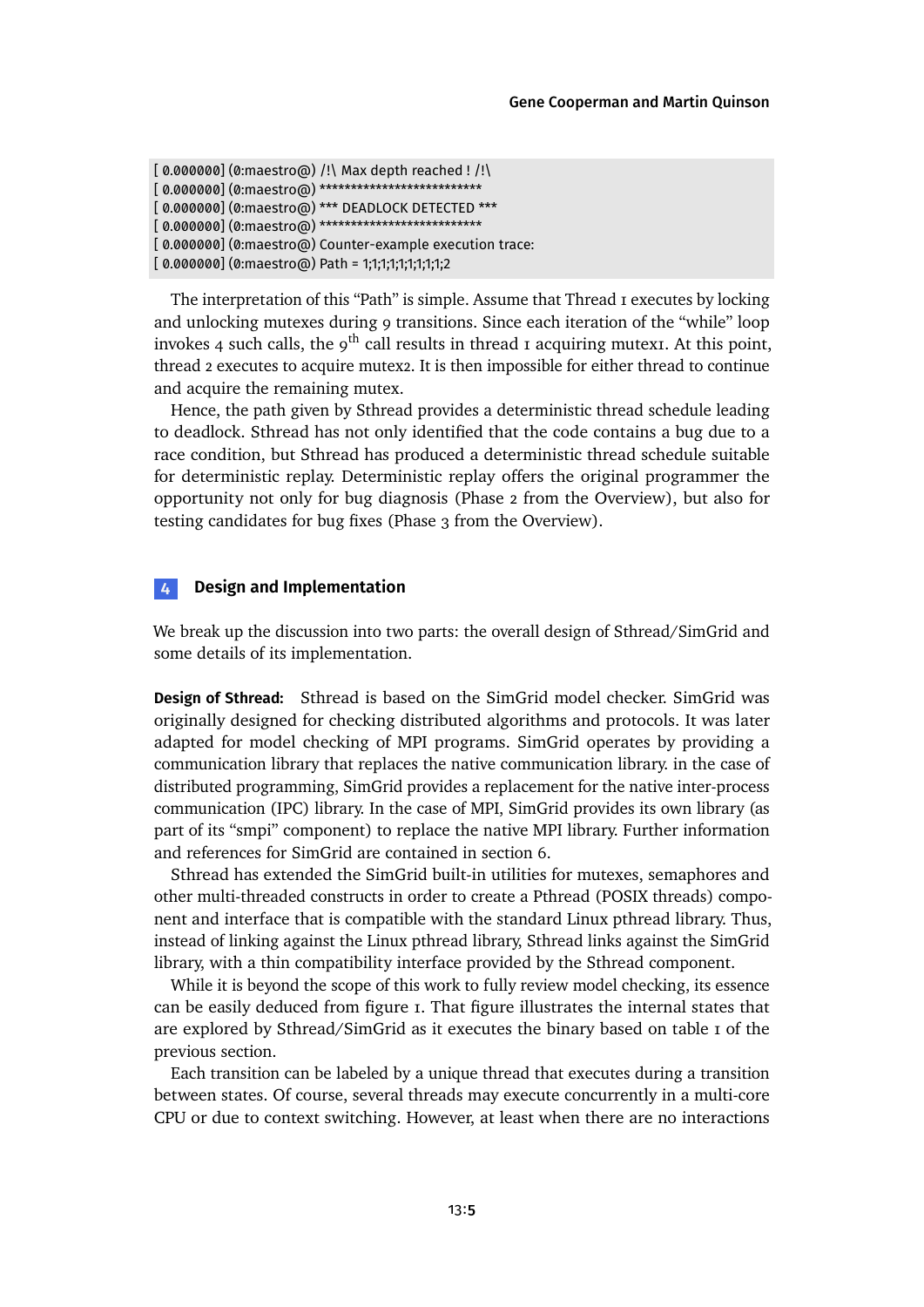```
[ 0.000000] (0:maestro@) /!\ Max depth reached ! /!\
[ 0.000000] (0:maestro@) **************************
[ 0.000000] (0:maestro@) *** DEADLOCK DETECTED ***
[ 0.000000] (0:maestro@) **************************
[ 0.000000] (0:maestro@) Counter-example execution trace:
[ 0.000000] (0:maestro@) Path = 1;1;1;1;1;1;1;1;1;2
```

The interpretation of this "Path" is simple. Assume that Thread 1 executes by locking and unlocking mutexes during 9 transitions. Since each iteration of the "while" loop invokes 4 such calls, the 9<sup>th</sup> call results in thread 1 acquiring mutex1. At this point, thread 2 executes to acquire mutex2. It is then impossible for either thread to continue and acquire the remaining mutex.

Hence, the path given by Sthread provides a deterministic thread schedule leading to deadlock. Sthread has not only identified that the code contains a bug due to a race condition, but Sthread has produced a deterministic thread schedule suitable for deterministic replay. Deterministic replay offers the original programmer the opportunity not only for bug diagnosis (Phase 2 from the Overview), but also for testing candidates for bug fixes (Phase 3 from the Overview).

## 4 Design and Implementation

We break up the discussion into two parts: the overall design of Sthread/SimGrid and some details of its implementation.

**Design of Sthread:** Sthread is based on the SimGrid model checker. SimGrid was originally designed for checking distributed algorithms and protocols. It was later adapted for model checking of MPI programs. SimGrid operates by providing a communication library that replaces the native communication library. in the case of distributed programming, SimGrid provides a replacement for the native inter-process communication (IPC) library. In the case of MPI, SimGrid provides its own library (as part of its "smpi" component) to replace the native MPI library. Further information and references for SimGrid are contained in section 6.

Sthread has extended the SimGrid built-in utilities for mutexes, semaphores and other multi-threaded constructs in order to create a Pthread (POSIX threads) component and interface that is compatible with the standard Linux pthread library. Thus, instead of linking against the Linux pthread library, Sthread links against the SimGrid library, with a thin compatibility interface provided by the Sthread component.

While it is beyond the scope of this work to fully review model checking, its essence can be easily deduced from figure 1. That figure illustrates the internal states that are explored by Sthread/SimGrid as it executes the binary based on table 1 of the previous section.

Each transition can be labeled by a unique thread that executes during a transition between states. Of course, several threads may execute concurrently in a multi-core CPU or due to context switching. However, at least when there are no interactions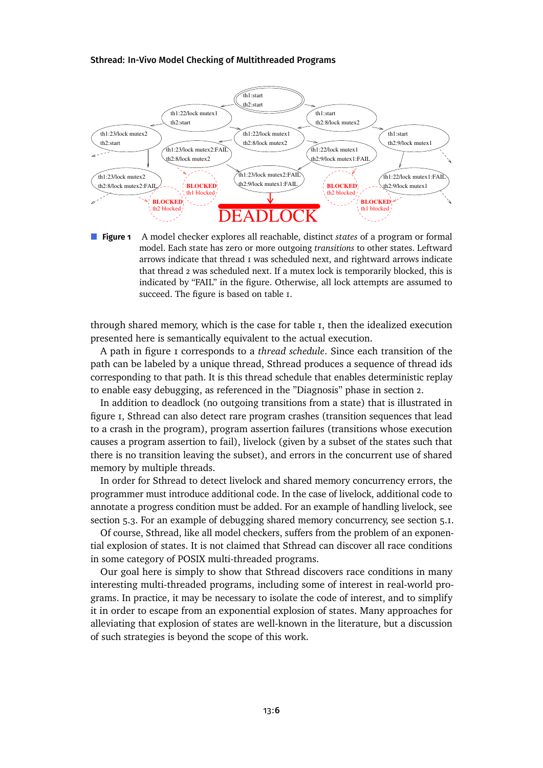**Figure 1** A model checker explores all reachable, distinct *states* of a program or formal model. Each state has zero or more outgoing *transitions* to other states. Leftward arrows indicate that thread 1 was scheduled next, and rightward arrows indicate that thread 2 was scheduled next. If a mutex lock is temporarily blocked, this is indicated by "FAIL" in the figure. Otherwise, all lock attempts are assumed to succeed. The figure is based on table 1.

through shared memory, which is the case for table 1, then the idealized execution presented here is semantically equivalent to the actual execution.

A path in figure 1 corresponds to a *thread schedule*. Since each transition of the path can be labeled by a unique thread, Sthread produces a sequence of thread ids corresponding to that path. It is this thread schedule that enables deterministic replay to enable easy debugging, as referenced in the "Diagnosis" phase in section 2.

In addition to deadlock (no outgoing transitions from a state) that is illustrated in figure 1, Sthread can also detect rare program crashes (transition sequences that lead to a crash in the program), program assertion failures (transitions whose execution causes a program assertion to fail), livelock (given by a subset of the states such that there is no transition leaving the subset), and errors in the concurrent use of shared memory by multiple threads.

In order for Sthread to detect livelock and shared memory concurrency errors, the programmer must introduce additional code. In the case of livelock, additional code to annotate a progress condition must be added. For an example of handling livelock, see section 5.3. For an example of debugging shared memory concurrency, see section 5.1.

Of course, Sthread, like all model checkers, suffers from the problem of an exponential explosion of states. It is not claimed that Sthread can discover all race conditions in some category of POSIX multi-threaded programs.

Our goal here is simply to show that Sthread discovers race conditions in many interesting multi-threaded programs, including some of interest in real-world programs. In practice, it may be necessary to isolate the code of interest, and to simplify it in order to escape from an exponential explosion of states. Many approaches for alleviating that explosion of states are well-known in the literature, but a discussion of such strategies is beyond the scope of this work.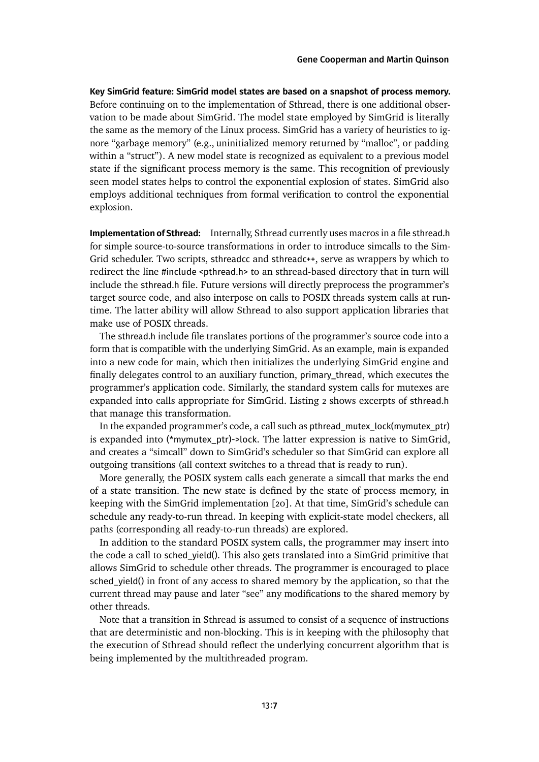**Key SimGrid feature: SimGrid model states are based on a snapshot of process memory.** Before continuing on to the implementation of Sthread, there is one additional observation to be made about SimGrid. The model state employed by SimGrid is literally the same as the memory of the Linux process. SimGrid has a variety of heuristics to ignore "garbage memory" (e.g., uninitialized memory returned by "malloc", or padding within a "struct"). A new model state is recognized as equivalent to a previous model state if the significant process memory is the same. This recognition of previously seen model states helps to control the exponential explosion of states. SimGrid also employs additional techniques from formal verification to control the exponential explosion.

**Implementation of Sthread:** Internally, Sthread currently uses macros in a file `sthread.h` for simple source-to-source transformations in order to introduce simcalls to the SimGrid scheduler. Two scripts, `sthreadcc` and `sthreadc++`, serve as wrappers by which to redirect the line `#include <pthread.h>` to an sthread-based directory that in turn will include the `sthread.h` file. Future versions will directly preprocess the programmer's target source code, and also interpose on calls to POSIX threads system calls at runtime. The latter ability will allow Sthread to also support application libraries that make use of POSIX threads.

The `sthread.h` include file translates portions of the programmer's source code into a form that is compatible with the underlying SimGrid. As an example, `main` is expanded into a new code for `main`, which then initializes the underlying SimGrid engine and finally delegates control to an auxiliary function, `primary_thread`, which executes the programmer's application code. Similarly, the standard system calls for mutexes are expanded into calls appropriate for SimGrid. Listing 2 shows excerpts of `sthread.h` that manage this transformation.

In the expanded programmer's code, a call such as `pthread_mutex_lock(mymutex_ptr)` is expanded into `(*mymutex_ptr)->lock`. The latter expression is native to SimGrid, and creates a "simcall" down to SimGrid's scheduler so that SimGrid can explore all outgoing transitions (all context switches to a thread that is ready to run).

More generally, the POSIX system calls each generate a simcall that marks the end of a state transition. The new state is defined by the state of process memory, in keeping with the SimGrid implementation [20]. At that time, SimGrid's schedule can schedule any ready-to-run thread. In keeping with explicit-state model checkers, all paths (corresponding all ready-to-run threads) are explored.

In addition to the standard POSIX system calls, the programmer may insert into the code a call to `sched_yield()`. This also gets translated into a SimGrid primitive that allows SimGrid to schedule other threads. The programmer is encouraged to place `sched_yield()` in front of any access to shared memory by the application, so that the current thread may pause and later "see" any modifications to the shared memory by other threads.

Note that a transition in Sthread is assumed to consist of a sequence of instructions that are deterministic and non-blocking. This is in keeping with the philosophy that the execution of Sthread should reflect the underlying concurrent algorithm that is being implemented by the multithreaded program.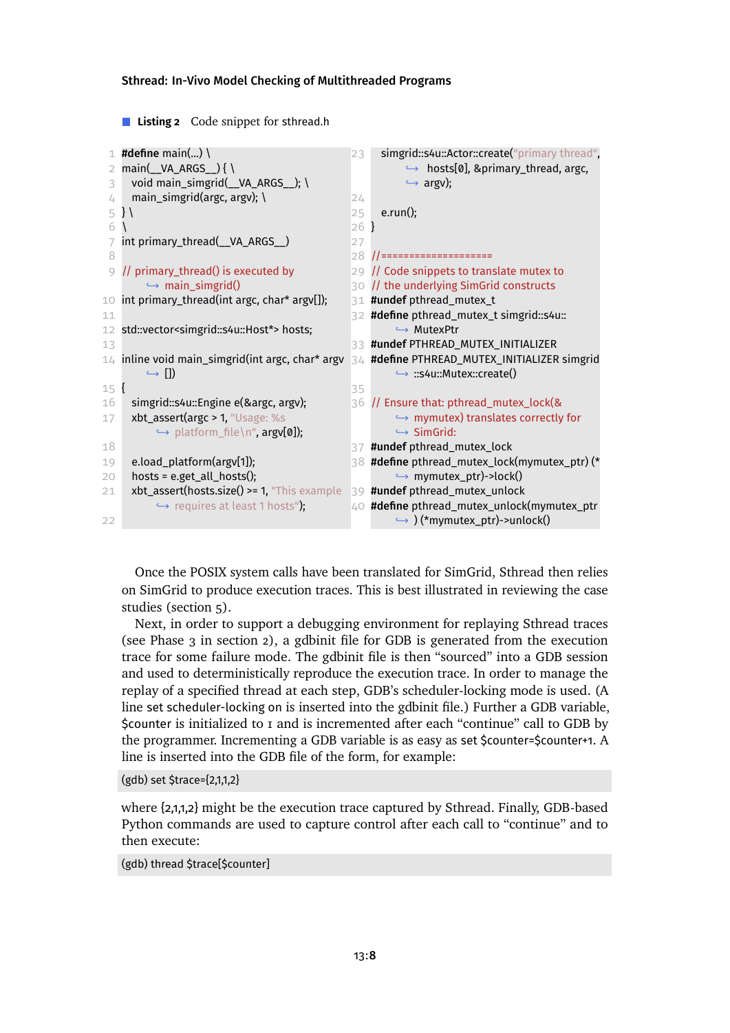**Listing 2** Code snippet for sthread.h

```
#define main(...) \
main(__VA_ARGS__) { \
  void main_simgrid(__VA_ARGS__); \
  main_simgrid(argc, argv); \
} \
\
int primary_thread(__VA_ARGS__)

// primary_thread() is executed by main_simgrid()
int primary_thread(int argc, char* argv[]);

std::vector<simgrid::s4u::Host*> hosts;

inline void main_simgrid(int argc, char* argv[])
{
  simgrid::s4u::Engine e(&argc, argv);
  xbt_assert(argc > 1, "Usage: %s platform_file\n", argv[0]);

  e.load_platform(argv[1]);
  hosts = e.get_all_hosts();
  xbt_assert(hosts.size() >= 1, "This example requires at least 1 hosts");

  simgrid::s4u::Actor::create("primary thread", hosts[0], &primary_thread, argc, argv);

  e.run();
}

//====================
// Code snippets to translate mutex to
// the underlying SimGrid constructs
#undef pthread_mutex_t
#define pthread_mutex_t simgrid::s4u::MutexPtr
#undef PTHREAD_MUTEX_INITIALIZER
#define PTHREAD_MUTEX_INITIALIZER simgrid::s4u::Mutex::create()

// Ensure that: pthread_mutex_lock(&mymutex) translates correctly for SimGrid:
#undef pthread_mutex_lock
#define pthread_mutex_lock(mymutex_ptr) (*mymutex_ptr)->lock()
#undef pthread_mutex_unlock
#define pthread_mutex_unlock(mymutex_ptr) (*mymutex_ptr)->unlock()
```

Once the POSIX system calls have been translated for SimGrid, Sthread then relies on SimGrid to produce execution traces. This is best illustrated in reviewing the case studies (section 5).

Next, in order to support a debugging environment for replaying Sthread traces (see Phase 3 in section 2), a gdbinit file for GDB is generated from the execution trace for some failure mode. The gdbinit file is then "sourced" into a GDB session and used to deterministically reproduce the execution trace. In order to manage the replay of a specified thread at each step, GDB's scheduler-locking mode is used. (A line set scheduler-locking on is inserted into the gdbinit file.) Further a GDB variable, $counter is initialized to 1 and is incremented after each "continue" call to GDB by the programmer. Incrementing a GDB variable is as easy as set $counter=$counter+1. A line is inserted into the GDB file of the form, for example:

```
(gdb) set $trace={2,1,1,2}
```

where {2,1,1,2} might be the execution trace captured by Sthread. Finally, GDB-based Python commands are used to capture control after each call to "continue" and to then execute:

```
(gdb) thread $trace[$counter]
```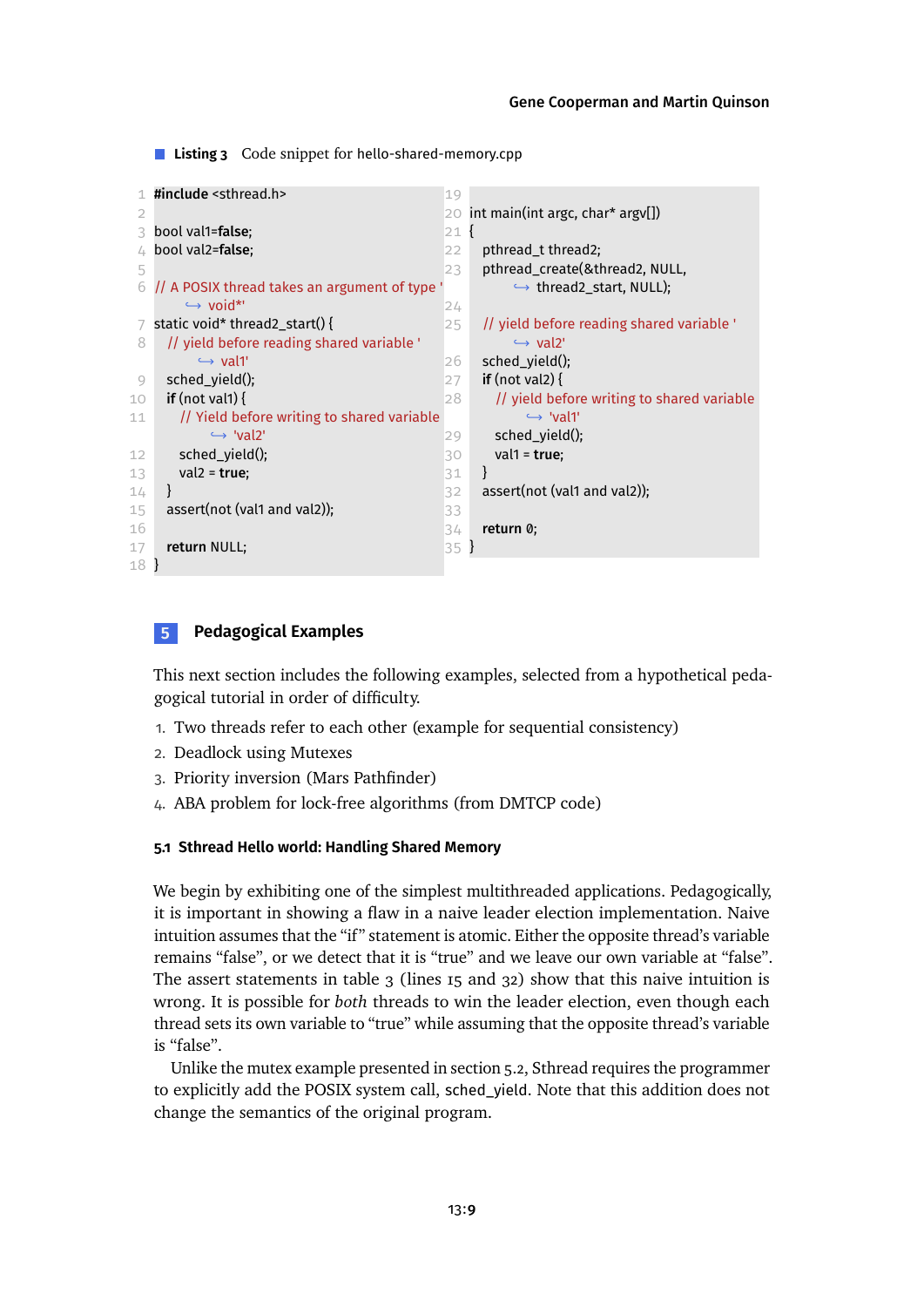**Listing 3** Code snippet for hello-shared-memory.cpp

```
#include <sthread.h>

bool val1=false;
bool val2=false;

// A POSIX thread takes an argument of type 'void*'
static void* thread2_start() {
  // yield before reading shared variable 'val1'
  sched_yield();
  if (not val1) {
    // Yield before writing to shared variable 'val2'
    sched_yield();
    val2 = true;
  }
  assert(not (val1 and val2));

  return NULL;
}

int main(int argc, char* argv[])
{
  pthread_t thread2;
  pthread_create(&thread2, NULL,
      thread2_start, NULL);

  // yield before reading shared variable 'val2'
  sched_yield();
  if (not val2) {
    // yield before writing to shared variable 'val1'
    sched_yield();
    val1 = true;
  }
  assert(not (val1 and val2));

  return 0;
}
```

## 5 Pedagogical Examples

This next section includes the following examples, selected from a hypothetical pedagogical tutorial in order of difficulty.

1. Two threads refer to each other (example for sequential consistency)
2. Deadlock using Mutexes
3. Priority inversion (Mars Pathfinder)
4. ABA problem for lock-free algorithms (from DMTCP code)

### 5.1 Sthread Hello world: Handling Shared Memory

We begin by exhibiting one of the simplest multithreaded applications. Pedagogically, it is important in showing a flaw in a naive leader election implementation. Naive intuition assumes that the "if" statement is atomic. Either the opposite thread's variable remains "false", or we detect that it is "true" and we leave our own variable at "false". The assert statements in table 3 (lines 15 and 32) show that this naive intuition is wrong. It is possible for *both* threads to win the leader election, even though each thread sets its own variable to "true" while assuming that the opposite thread's variable is "false".

Unlike the mutex example presented in section 5.2, Sthread requires the programmer to explicitly add the POSIX system call, sched_yield. Note that this addition does not change the semantics of the original program.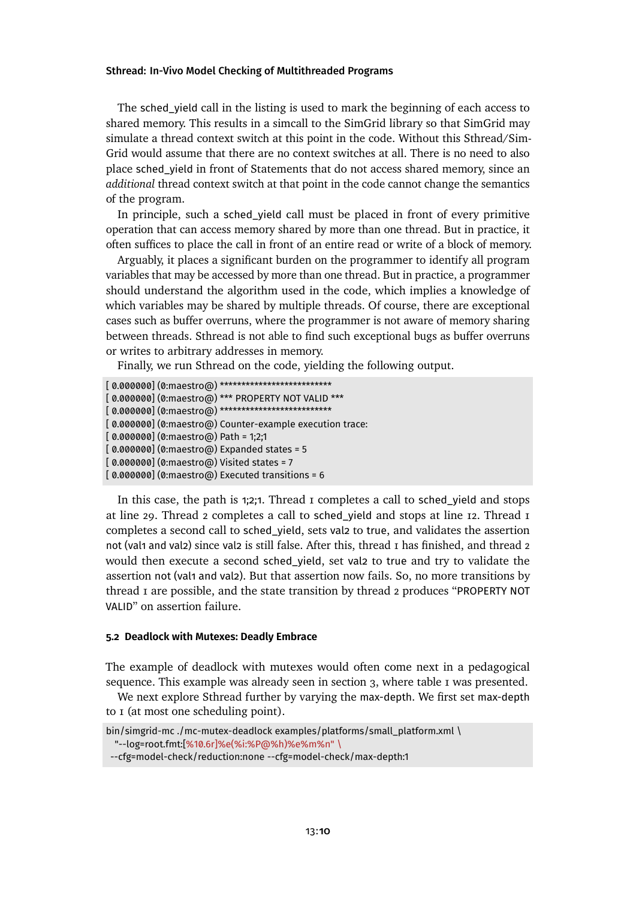The sched_yield call in the listing is used to mark the beginning of each access to shared memory. This results in a simcall to the SimGrid library so that SimGrid may simulate a thread context switch at this point in the code. Without this Sthread/SimGrid would assume that there are no context switches at all. There is no need to also place sched_yield in front of Statements that do not access shared memory, since an *additional* thread context switch at that point in the code cannot change the semantics of the program.

In principle, such a sched_yield call must be placed in front of every primitive operation that can access memory shared by more than one thread. But in practice, it often suffices to place the call in front of an entire read or write of a block of memory.

Arguably, it places a significant burden on the programmer to identify all program variables that may be accessed by more than one thread. But in practice, a programmer should understand the algorithm used in the code, which implies a knowledge of which variables may be shared by multiple threads. Of course, there are exceptional cases such as buffer overruns, where the programmer is not aware of memory sharing between threads. Sthread is not able to find such exceptional bugs as buffer overruns or writes to arbitrary addresses in memory.

Finally, we run Sthread on the code, yielding the following output.

```
[ 0.000000] (0:maestro@) **************************
[ 0.000000] (0:maestro@) *** PROPERTY NOT VALID ***
[ 0.000000] (0:maestro@) **************************
[ 0.000000] (0:maestro@) Counter-example execution trace:
[ 0.000000] (0:maestro@) Path = 1;2;1
[ 0.000000] (0:maestro@) Expanded states = 5
[ 0.000000] (0:maestro@) Visited states = 7
[ 0.000000] (0:maestro@) Executed transitions = 6
```

In this case, the path is 1;2;1. Thread 1 completes a call to sched_yield and stops at line 29. Thread 2 completes a call to sched_yield and stops at line 12. Thread 1 completes a second call to sched_yield, sets val2 to true, and validates the assertion not (val1 and val2) since val2 is still false. After this, thread 1 has finished, and thread 2 would then execute a second sched_yield, set val2 to true and try to validate the assertion not (val1 and val2). But that assertion now fails. So, no more transitions by thread 1 are possible, and the state transition by thread 2 produces "PROPERTY NOT VALID" on assertion failure.

### 5.2 Deadlock with Mutexes: Deadly Embrace

The example of deadlock with mutexes would often come next in a pedagogical sequence. This example was already seen in section 3, where table 1 was presented.

We next explore Sthread further by varying the max-depth. We first set max-depth to 1 (at most one scheduling point).

```
bin/simgrid-mc ./mc-mutex-deadlock examples/platforms/small_platform.xml \
  "--log=root.fmt:[%10.6r]%e(%i:%P@%h)%e%m%n" \
 --cfg=model-check/reduction:none --cfg=model-check/max-depth:1
```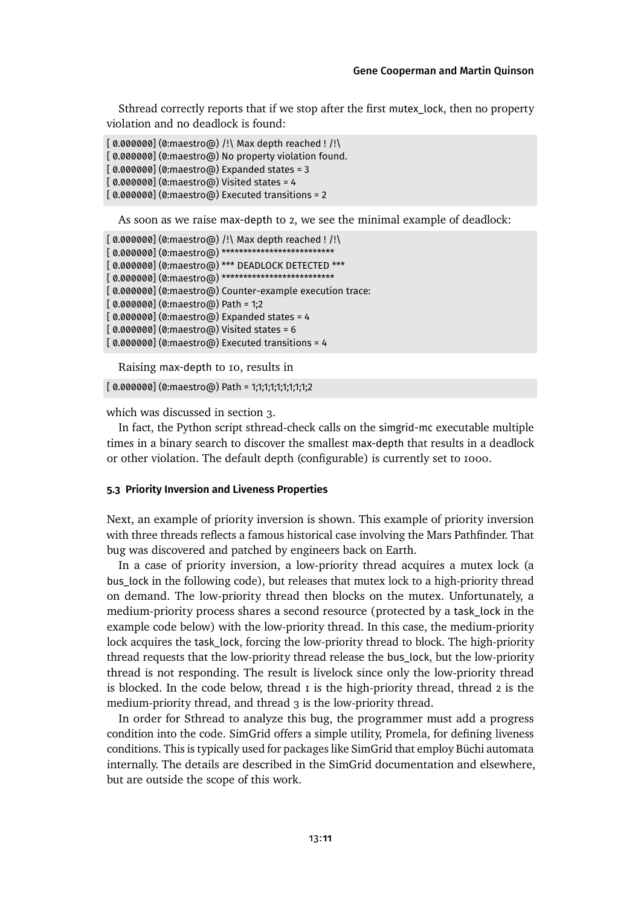Sthread correctly reports that if we stop after the first mutex_lock, then no property violation and no deadlock is found:

```
[ 0.000000] (0:maestro@) /!\ Max depth reached ! /!\
[ 0.000000] (0:maestro@) No property violation found.
[ 0.000000] (0:maestro@) Expanded states = 3
[ 0.000000] (0:maestro@) Visited states = 4
[ 0.000000] (0:maestro@) Executed transitions = 2
```

As soon as we raise max-depth to 2, we see the minimal example of deadlock:

```
[ 0.000000] (0:maestro@) /!\ Max depth reached ! /!\
[ 0.000000] (0:maestro@) **************************
[ 0.000000] (0:maestro@) *** DEADLOCK DETECTED ***
[ 0.000000] (0:maestro@) **************************
[ 0.000000] (0:maestro@) Counter-example execution trace:
[ 0.000000] (0:maestro@) Path = 1;2
[ 0.000000] (0:maestro@) Expanded states = 4
[ 0.000000] (0:maestro@) Visited states = 6
[ 0.000000] (0:maestro@) Executed transitions = 4
```

Raising max-depth to 10, results in

```
[ 0.000000] (0:maestro@) Path = 1;1;1;1;1;1;1;1;1;2
```

which was discussed in section 3.

In fact, the Python script sthread-check calls on the simgrid-mc executable multiple times in a binary search to discover the smallest max-depth that results in a deadlock or other violation. The default depth (configurable) is currently set to 1000.

### 5.3 Priority Inversion and Liveness Properties

Next, an example of priority inversion is shown. This example of priority inversion with three threads reflects a famous historical case involving the Mars Pathfinder. That bug was discovered and patched by engineers back on Earth.

In a case of priority inversion, a low-priority thread acquires a mutex lock (a bus_lock in the following code), but releases that mutex lock to a high-priority thread on demand. The low-priority thread then blocks on the mutex. Unfortunately, a medium-priority process shares a second resource (protected by a task_lock in the example code below) with the low-priority thread. In this case, the medium-priority lock acquires the task_lock, forcing the low-priority thread to block. The high-priority thread requests that the low-priority thread release the bus_lock, but the low-priority thread is not responding. The result is livelock since only the low-priority thread is blocked. In the code below, thread 1 is the high-priority thread, thread 2 is the medium-priority thread, and thread 3 is the low-priority thread.

In order for Sthread to analyze this bug, the programmer must add a progress condition into the code. SimGrid offers a simple utility, Promela, for defining liveness conditions. This is typically used for packages like SimGrid that employ Büchi automata internally. The details are described in the SimGrid documentation and elsewhere, but are outside the scope of this work.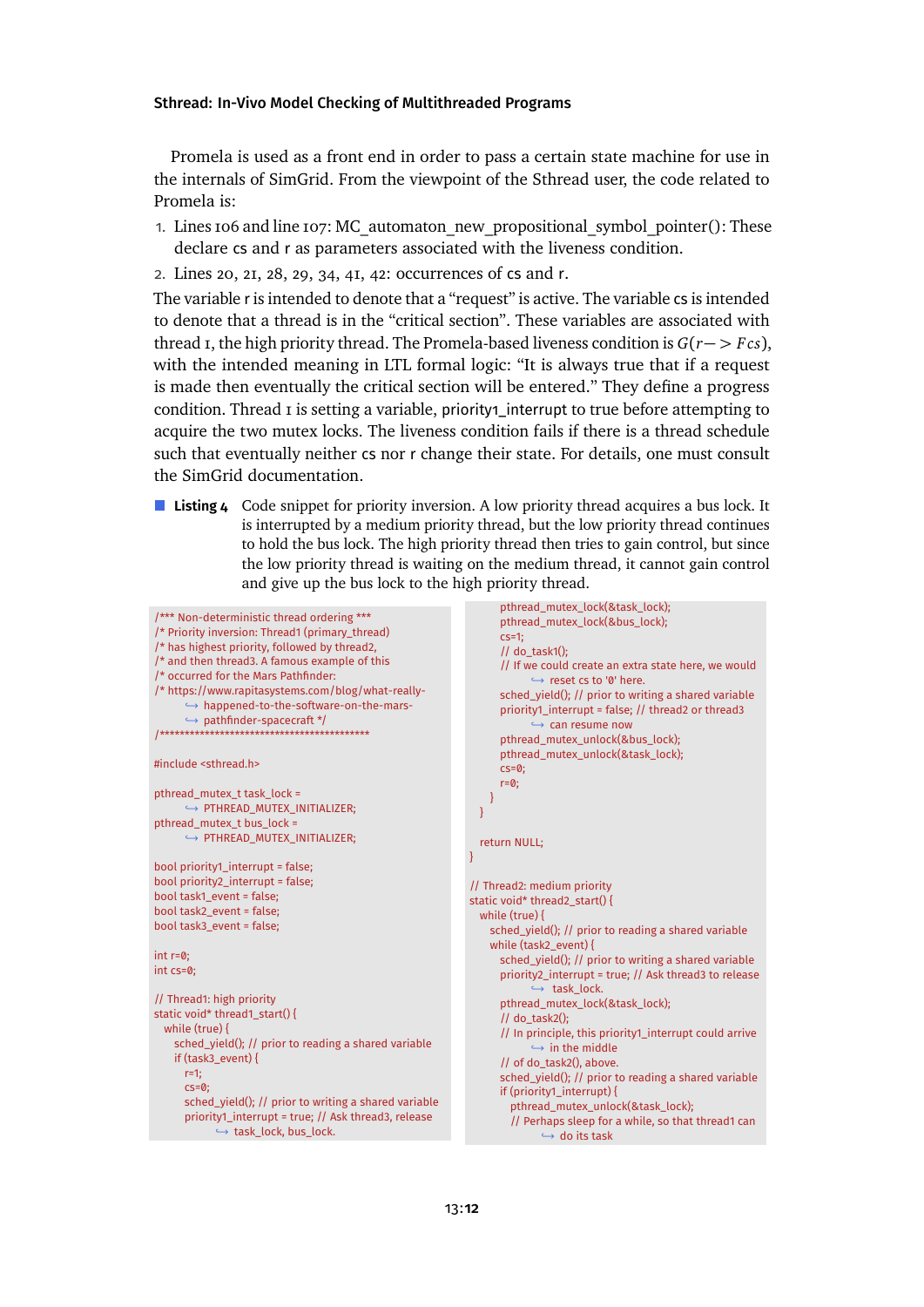Promela is used as a front end in order to pass a certain state machine for use in the internals of SimGrid. From the viewpoint of the Sthread user, the code related to Promela is:

1. Lines 106 and line 107: MC_automaton_new_propositional_symbol_pointer(): These declare cs and r as parameters associated with the liveness condition.
2. Lines 20, 21, 28, 29, 34, 41, 42: occurrences of cs and r.

The variable r is intended to denote that a "request" is active. The variable cs is intended to denote that a thread is in the "critical section". These variables are associated with thread 1, the high priority thread. The Promela-based liveness condition is $G(r -> Fcs)$, with the intended meaning in LTL formal logic: "It is always true that if a request is made then eventually the critical section will be entered." They define a progress condition. Thread 1 is setting a variable, priority1_interrupt to true before attempting to acquire the two mutex locks. The liveness condition fails if there is a thread schedule such that eventually neither cs nor r change their state. For details, one must consult the SimGrid documentation.

**Listing 4** Code snippet for priority inversion. A low priority thread acquires a bus lock. It is interrupted by a medium priority thread, but the low priority thread continues to hold the bus lock. The high priority thread then tries to gain control, but since the low priority thread is waiting on the medium thread, it cannot gain control and give up the bus lock to the high priority thread.

```
/*** Non-deterministic thread ordering ***
/* Priority inversion: Thread1 (primary_thread)
/* has highest priority, followed by thread2,
/* and then thread3. A famous example of this
/* occurred for the Mars Pathfinder:
/* https://www.rapitasystems.com/blog/what-really-
    ↪ happened-to-the-software-on-the-mars-
    ↪ pathfinder-spacecraft */
/*********************************************

#include <sthread.h>

pthread_mutex_t task_lock =
    ↪ PTHREAD_MUTEX_INITIALIZER;
pthread_mutex_t bus_lock =
    ↪ PTHREAD_MUTEX_INITIALIZER;

bool priority1_interrupt = false;
bool priority2_interrupt = false;
bool task1_event = false;
bool task2_event = false;
bool task3_event = false;

int r=0;
int cs=0;

// Thread1: high priority
static void* thread1_start() {
  while (true) {
    sched_yield(); // prior to reading a shared variable
    if (task3_event) {
      r=1;
      cs=0;
      sched_yield(); // prior to writing a shared variable
      priority1_interrupt = true; // Ask thread3, release
          ↪ task_lock, bus_lock.
      pthread_mutex_lock(&task_lock);
      pthread_mutex_lock(&bus_lock);
      cs=1;
      // do_task1();
      // If we could create an extra state here, we would
          ↪ reset cs to '0' here.
      sched_yield(); // prior to writing a shared variable
      priority1_interrupt = false; // thread2 or thread3
          ↪ can resume now
      pthread_mutex_unlock(&bus_lock);
      pthread_mutex_unlock(&task_lock);
      cs=0;
      r=0;
    }
  }

  return NULL;
}

// Thread2: medium priority
static void* thread2_start() {
  while (true) {
    sched_yield(); // prior to reading a shared variable
    while (task2_event) {
      sched_yield(); // prior to writing a shared variable
      priority2_interrupt = true; // Ask thread3 to release
          ↪ task_lock.
      pthread_mutex_lock(&task_lock);
      // do_task2();
      // In principle, this priority1_interrupt could arrive
          ↪ in the middle
      // of do_task2(), above.
      sched_yield(); // prior to reading a shared variable
      if (priority1_interrupt) {
        pthread_mutex_unlock(&task_lock);
        // Perhaps sleep for a while, so that thread1 can
            ↪ do its task
```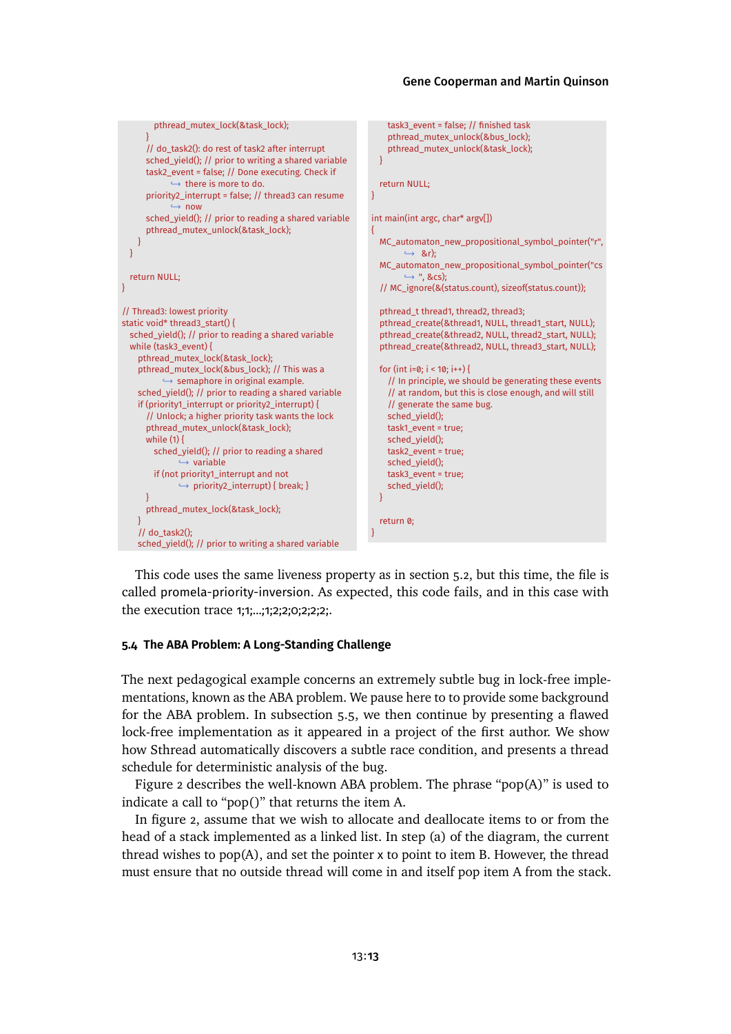```
            pthread_mutex_lock(&task_lock);
          }
          // do_task2(): do rest of task2 after interrupt
          sched_yield(); // prior to writing a shared variable
          task2_event = false; // Done executing. Check if
              ↪ there is more to do.
          priority2_interrupt = false; // thread3 can resume
              ↪ now
          sched_yield(); // prior to reading a shared variable
          pthread_mutex_unlock(&task_lock);
      }
    }

    return NULL;
}

// Thread3: lowest priority
static void* thread3_start() {
    sched_yield(); // prior to reading a shared variable
    while (task3_event) {
      pthread_mutex_lock(&task_lock);
      pthread_mutex_lock(&bus_lock); // This was a
          ↪ semaphore in original example.
      sched_yield(); // prior to reading a shared variable
      if (priority1_interrupt or priority2_interrupt) {
        // Unlock; a higher priority task wants the lock
        pthread_mutex_unlock(&task_lock);
        while (1) {
          sched_yield(); // prior to reading a shared
              ↪ variable
          if (not priority1_interrupt and not
              ↪ priority2_interrupt) { break; }
        }
        pthread_mutex_lock(&task_lock);
      }
      // do_task2();
      sched_yield(); // prior to writing a shared variable
      task3_event = false; // finished task
      pthread_mutex_unlock(&bus_lock);
      pthread_mutex_unlock(&task_lock);
    }

    return NULL;
}

int main(int argc, char* argv[])
{
    MC_automaton_new_propositional_symbol_pointer("r",
          ↪ &r);
    MC_automaton_new_propositional_symbol_pointer("cs
          ↪ ", &cs);
    // MC_ignore(&(status.count), sizeof(status.count));

    pthread_t thread1, thread2, thread3;
    pthread_create(&thread1, NULL, thread1_start, NULL);
    pthread_create(&thread2, NULL, thread2_start, NULL);
    pthread_create(&thread2, NULL, thread3_start, NULL);

    for (int i=0; i < 10; i++) {
      // In principle, we should be generating these events
      // at random, but this is close enough, and will still
      // generate the same bug.
      sched_yield();
      task1_event = true;
      sched_yield();
      task2_event = true;
      sched_yield();
      task3_event = true;
      sched_yield();
    }

    return 0;
}
```

This code uses the same liveness property as in section 5.2, but this time, the file is called promela-priority-inversion. As expected, this code fails, and in this case with the execution trace 1;1;...;1;2;2;0;2;2;2;.

### 5.4 The ABA Problem: A Long-Standing Challenge

The next pedagogical example concerns an extremely subtle bug in lock-free implementations, known as the ABA problem. We pause here to to provide some background for the ABA problem. In subsection 5.5, we then continue by presenting a flawed lock-free implementation as it appeared in a project of the first author. We show how Sthread automatically discovers a subtle race condition, and presents a thread schedule for deterministic analysis of the bug.

Figure 2 describes the well-known ABA problem. The phrase "pop(A)" is used to indicate a call to "pop()" that returns the item A.

In figure 2, assume that we wish to allocate and deallocate items to or from the head of a stack implemented as a linked list. In step (a) of the diagram, the current thread wishes to pop(A), and set the pointer x to point to item B. However, the thread must ensure that no outside thread will come in and itself pop item A from the stack.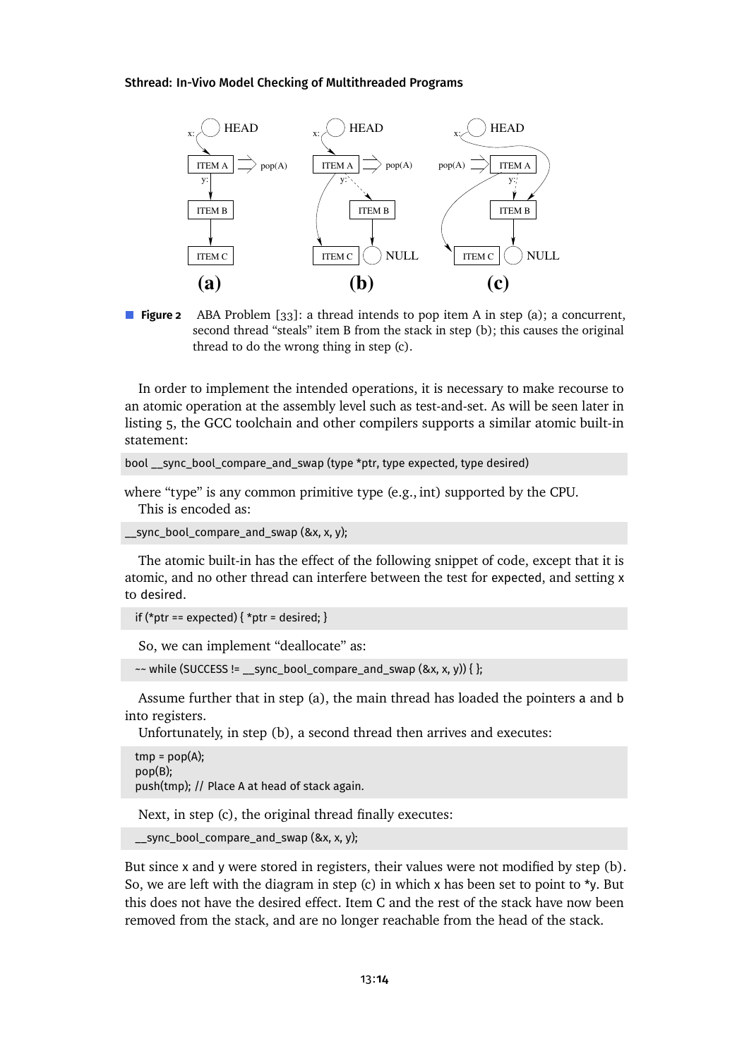**Figure 2** ABA Problem [33]: a thread intends to pop item A in step (a); a concurrent, second thread "steals" item B from the stack in step (b); this causes the original thread to do the wrong thing in step (c).

In order to implement the intended operations, it is necessary to make recourse to an atomic operation at the assembly level such as test-and-set. As will be seen later in listing 5, the GCC toolchain and other compilers supports a similar atomic built-in statement:

```
bool __sync_bool_compare_and_swap (type *ptr, type expected, type desired)
```

where "type" is any common primitive type (e.g., int) supported by the CPU.
This is encoded as:

```
__sync_bool_compare_and_swap (&x, x, y);
```

The atomic built-in has the effect of the following snippet of code, except that it is atomic, and no other thread can interfere between the test for expected, and setting x to desired.

```
if (*ptr == expected) { *ptr = desired; }
```

So, we can implement "deallocate" as:

```
~~ while (SUCCESS != __sync_bool_compare_and_swap (&x, x, y)) { };
```

Assume further that in step (a), the main thread has loaded the pointers a and b into registers.
Unfortunately, in step (b), a second thread then arrives and executes:

```
tmp = pop(A);
pop(B);
push(tmp); // Place A at head of stack again.
```

Next, in step (c), the original thread finally executes:

```
__sync_bool_compare_and_swap (&x, x, y);
```

But since x and y were stored in registers, their values were not modified by step (b). So, we are left with the diagram in step (c) in which x has been set to point to *y. But this does not have the desired effect. Item C and the rest of the stack have now been removed from the stack, and are no longer reachable from the head of the stack.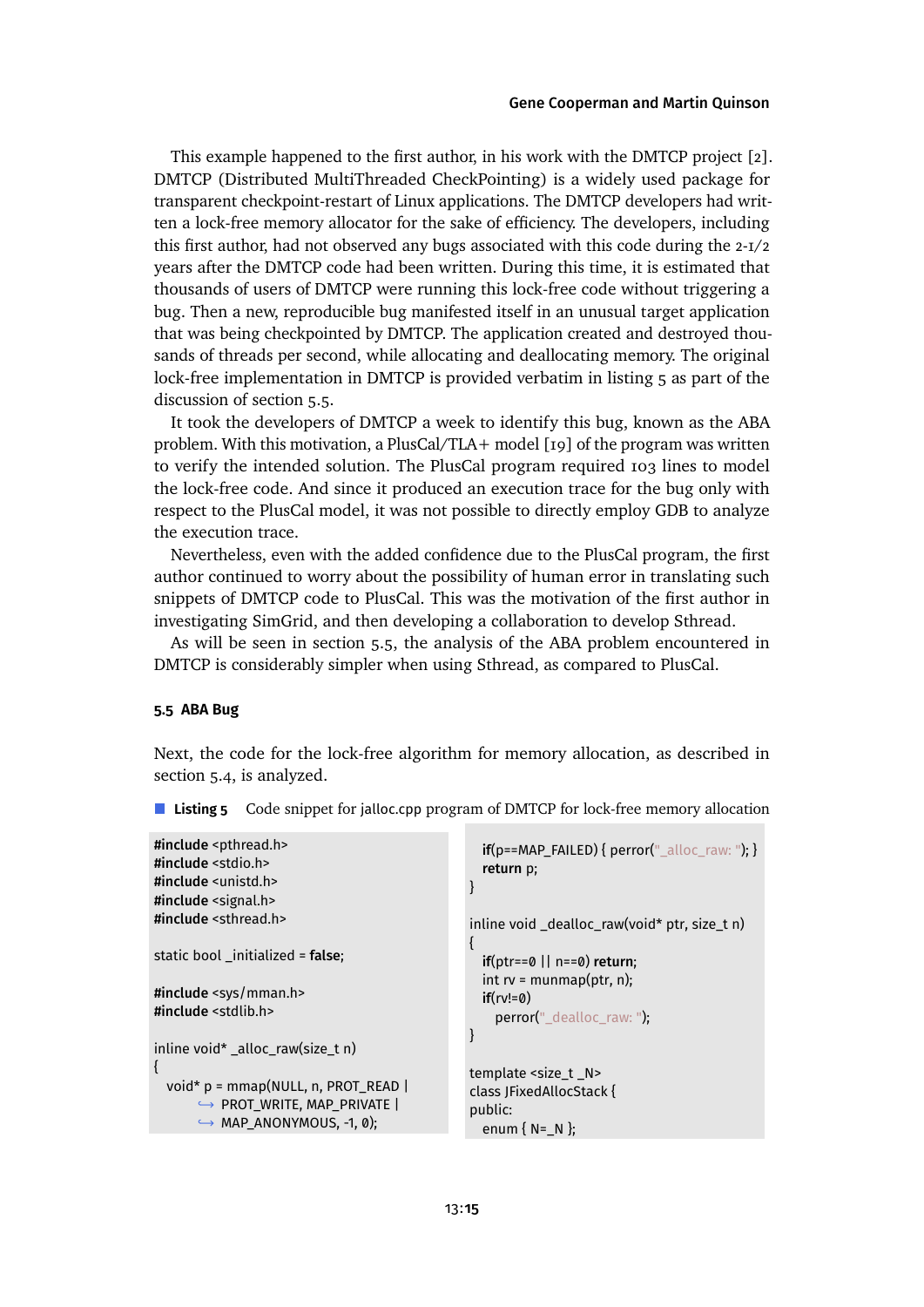This example happened to the first author, in his work with the DMTCP project [2]. DMTCP (Distributed MultiThreaded CheckPointing) is a widely used package for transparent checkpoint-restart of Linux applications. The DMTCP developers had written a lock-free memory allocator for the sake of efficiency. The developers, including this first author, had not observed any bugs associated with this code during the 2-1/2 years after the DMTCP code had been written. During this time, it is estimated that thousands of users of DMTCP were running this lock-free code without triggering a bug. Then a new, reproducible bug manifested itself in an unusual target application that was being checkpointed by DMTCP. The application created and destroyed thousands of threads per second, while allocating and deallocating memory. The original lock-free implementation in DMTCP is provided verbatim in listing 5 as part of the discussion of section 5.5.

It took the developers of DMTCP a week to identify this bug, known as the ABA problem. With this motivation, a PlusCal/TLA+ model [19] of the program was written to verify the intended solution. The PlusCal program required 103 lines to model the lock-free code. And since it produced an execution trace for the bug only with respect to the PlusCal model, it was not possible to directly employ GDB to analyze the execution trace.

Nevertheless, even with the added confidence due to the PlusCal program, the first author continued to worry about the possibility of human error in translating such snippets of DMTCP code to PlusCal. This was the motivation of the first author in investigating SimGrid, and then developing a collaboration to develop Sthread.

As will be seen in section 5.5, the analysis of the ABA problem encountered in DMTCP is considerably simpler when using Sthread, as compared to PlusCal.

### 5.5 ABA Bug

Next, the code for the lock-free algorithm for memory allocation, as described in section 5.4, is analyzed.

**Listing 5** Code snippet for jalloc.cpp program of DMTCP for lock-free memory allocation

```
#include <pthread.h>
#include <stdio.h>
#include <unistd.h>
#include <signal.h>
#include <sthread.h>

static bool _initialized = false;

#include <sys/mman.h>
#include <stdlib.h>

inline void* _alloc_raw(size_t n)
{
  void* p = mmap(NULL, n, PROT_READ |
      ↪ PROT_WRITE, MAP_PRIVATE |
      ↪ MAP_ANONYMOUS, -1, 0);
  if(p==MAP_FAILED) { perror("_alloc_raw: "); }
  return p;
}

inline void _dealloc_raw(void* ptr, size_t n)
{
  if(ptr==0 || n==0) return;
  int rv = munmap(ptr, n);
  if(rv!=0)
    perror("_dealloc_raw: ");
}

template <size_t _N>
class JFixedAllocStack {
public:
  enum { N=_N };
```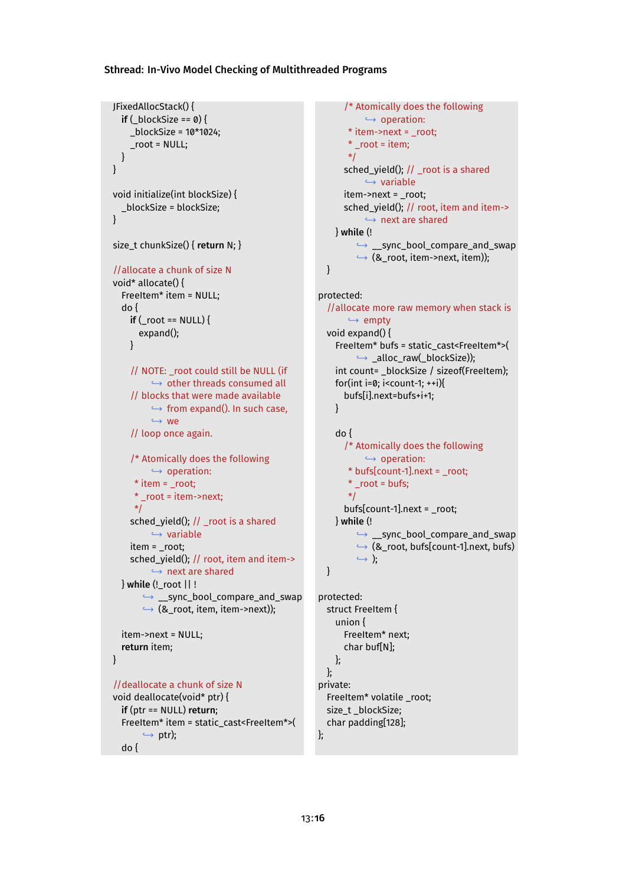```
JFixedAllocStack() {
    if (_blockSize == 0) {
        _blockSize = 10*1024;
        _root = NULL;
    }
}

void initialize(int blockSize) {
    _blockSize = blockSize;
}

size_t chunkSize() { return N; }

//allocate a chunk of size N
void* allocate() {
    FreeItem* item = NULL;
    do {
        if (_root == NULL) {
            expand();
        }

        // NOTE: _root could still be NULL (if
            ↪ other threads consumed all
        // blocks that were made available
            ↪ from expand(). In such case,
            ↪ we
        // loop once again.

        /* Atomically does the following
            ↪ operation:
         * item = _root;
         * _root = item->next;
         */
        sched_yield(); // _root is a shared
            ↪ variable
        item = _root;
        sched_yield(); // root, item and item->
            ↪ next are shared
    } while (!_root || !
        ↪ __sync_bool_compare_and_swap
        ↪ (&_root, item, item->next));

    item->next = NULL;
    return item;
}

//deallocate a chunk of size N
void deallocate(void* ptr) {
    if (ptr == NULL) return;
    FreeItem* item = static_cast<FreeItem*>(
        ↪ ptr);
    do {
        /* Atomically does the following
            ↪ operation:
         * item->next = _root;
         * _root = item;
         */
        sched_yield(); // _root is a shared
            ↪ variable
        item->next = _root;
        sched_yield(); // root, item and item->
            ↪ next are shared
    } while (!
        ↪ __sync_bool_compare_and_swap
        ↪ (&_root, item->next, item));
}

protected:
    //allocate more raw memory when stack is
        ↪ empty
    void expand() {
        FreeItem* bufs = static_cast<FreeItem*>(
            ↪ _alloc_raw(_blockSize));
        int count= _blockSize / sizeof(FreeItem);
        for(int i=0; i<count-1; ++i){
            bufs[i].next=bufs+i+1;
        }

        do {
            /* Atomically does the following
                ↪ operation:
             * bufs[count-1].next = _root;
             * _root = bufs;
             */
            bufs[count-1].next = _root;
        } while (!
            ↪ __sync_bool_compare_and_swap
            ↪ (&_root, bufs[count-1].next, bufs)
            ↪ );
    }

protected:
    struct FreeItem {
        union {
            FreeItem* next;
            char buf[N];
        };
    };
private:
    FreeItem* volatile _root;
    size_t _blockSize;
    char padding[128];
};
```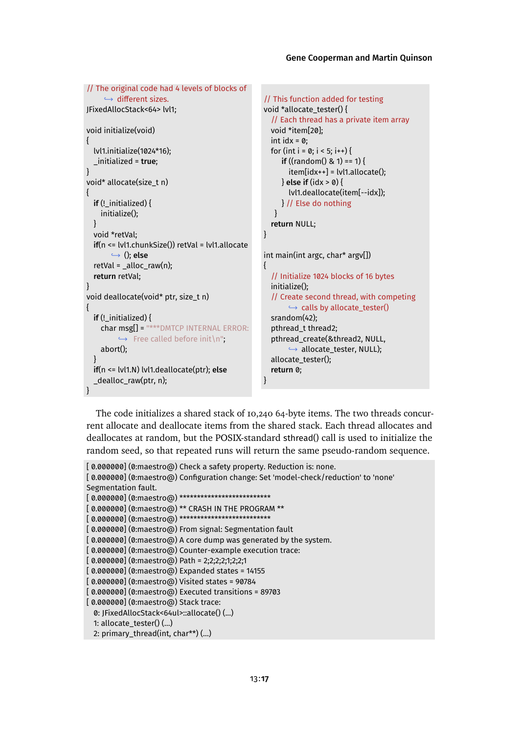```
// The original code had 4 levels of blocks of
    ↪ different sizes.
JFixedAllocStack<64> lvl1;

void initialize(void)
{
  lvl1.initialize(1024*16);
  _initialized = true;
}
void* allocate(size_t n)
{
  if (!_initialized) {
    initialize();
  }
  void *retVal;
  if(n <= lvl1.chunkSize()) retVal = lvl1.allocate
      ↪ (); else
  retVal = _alloc_raw(n);
  return retVal;
}
void deallocate(void* ptr, size_t n)
{
  if (!_initialized) {
    char msg[] = "***DMTCP INTERNAL ERROR:
      ↪ Free called before init\n";
    abort();
  }
  if(n <= lvl1.N) lvl1.deallocate(ptr); else
  _dealloc_raw(ptr, n);
}
```

```
// This function added for testing
void *allocate_tester() {
  // Each thread has a private item array
  void *item[20];
  int idx = 0;
  for (int i = 0; i < 5; i++) {
    if ((random() & 1) == 1) {
      item[idx++] = lvl1.allocate();
    } else if (idx > 0) {
      lvl1.deallocate(item[--idx]);
    } // Else do nothing
  }
  return NULL;
}

int main(int argc, char* argv[])
{
  // Initialize 1024 blocks of 16 bytes
  initialize();
  // Create second thread, with competing
    ↪ calls by allocate_tester()
  srandom(42);
  pthread_t thread2;
  pthread_create(&thread2, NULL,
    ↪ allocate_tester, NULL);
  allocate_tester();
  return 0;
}
```

The code initializes a shared stack of 10,240 64-byte items. The two threads concurrent allocate and deallocate items from the shared stack. Each thread allocates and deallocates at random, but the POSIX-standard stread() call is used to initialize the random seed, so that repeated runs will return the same pseudo-random sequence.

```
[ 0.000000] (0:maestro@) Check a safety property. Reduction is: none.
[ 0.000000] (0:maestro@) Configuration change: Set 'model-check/reduction' to 'none'
Segmentation fault.
[ 0.000000] (0:maestro@) **************************
[ 0.000000] (0:maestro@) ** CRASH IN THE PROGRAM **
[ 0.000000] (0:maestro@) **************************
[ 0.000000] (0:maestro@) From signal: Segmentation fault
[ 0.000000] (0:maestro@) A core dump was generated by the system.
[ 0.000000] (0:maestro@) Counter-example execution trace:
[ 0.000000] (0:maestro@) Path = 2;2;2;2;1;2;2;1
[ 0.000000] (0:maestro@) Expanded states = 14155
[ 0.000000] (0:maestro@) Visited states = 90784
[ 0.000000] (0:maestro@) Executed transitions = 89703
[ 0.000000] (0:maestro@) Stack trace:
  0: JFixedAllocStack<64ul>::allocate() (...)
  1: allocate_tester() (...)
  2: primary_thread(int, char**) (...)
```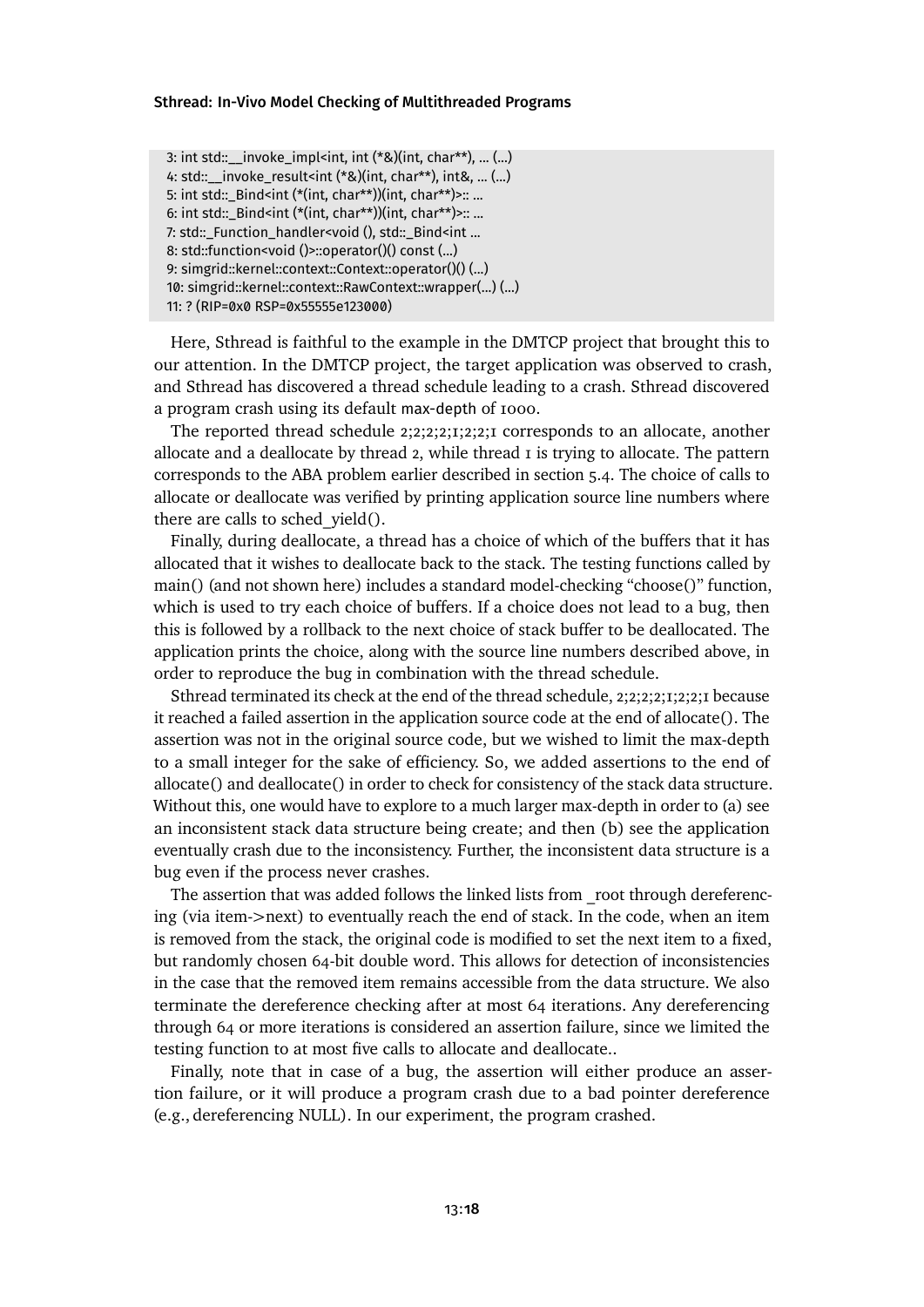```
3: int std::__invoke_impl<int, int (*&)(int, char**), ... (...)
4: std::__invoke_result<int (*&)(int, char**), int&, ... (...)
5: int std::_Bind<int (*(int, char**))(int, char**)>:: ...
6: int std::_Bind<int (*(int, char**))(int, char**)>:: ...
7: std::_Function_handler<void (), std::_Bind<int ...
8: std::function<void ()>::operator()() const (...)
9: simgrid::kernel::context::Context::operator()() (...)
10: simgrid::kernel::context::RawContext::wrapper(...) (...)
11: ? (RIP=0x0 RSP=0x55555e123000)
```

Here, Sthread is faithful to the example in the DMTCP project that brought this to our attention. In the DMTCP project, the target application was observed to crash, and Sthread has discovered a thread schedule leading to a crash. Sthread discovered a program crash using its default `max-depth` of 1000.

The reported thread schedule 2;2;2;2;1;2;2;1 corresponds to an allocate, another allocate and a deallocate by thread 2, while thread 1 is trying to allocate. The pattern corresponds to the ABA problem earlier described in section 5.4. The choice of calls to allocate or deallocate was verified by printing application source line numbers where there are calls to sched_yield().

Finally, during deallocate, a thread has a choice of which of the buffers that it has allocated that it wishes to deallocate back to the stack. The testing functions called by main() (and not shown here) includes a standard model-checking "choose()" function, which is used to try each choice of buffers. If a choice does not lead to a bug, then this is followed by a rollback to the next choice of stack buffer to be deallocated. The application prints the choice, along with the source line numbers described above, in order to reproduce the bug in combination with the thread schedule.

Sthread terminated its check at the end of the thread schedule, 2;2;2;2;1;2;2;1 because it reached a failed assertion in the application source code at the end of allocate(). The assertion was not in the original source code, but we wished to limit the max-depth to a small integer for the sake of efficiency. So, we added assertions to the end of allocate() and deallocate() in order to check for consistency of the stack data structure. Without this, one would have to explore to a much larger max-depth in order to (a) see an inconsistent stack data structure being create; and then (b) see the application eventually crash due to the inconsistency. Further, the inconsistent data structure is a bug even if the process never crashes.

The assertion that was added follows the linked lists from _root through dereferencing (via item->next) to eventually reach the end of stack. In the code, when an item is removed from the stack, the original code is modified to set the next item to a fixed, but randomly chosen 64-bit double word. This allows for detection of inconsistencies in the case that the removed item remains accessible from the data structure. We also terminate the dereference checking after at most 64 iterations. Any dereferencing through 64 or more iterations is considered an assertion failure, since we limited the testing function to at most five calls to allocate and deallocate..

Finally, note that in case of a bug, the assertion will either produce an assertion failure, or it will produce a program crash due to a bad pointer dereference (e.g., dereferencing NULL). In our experiment, the program crashed.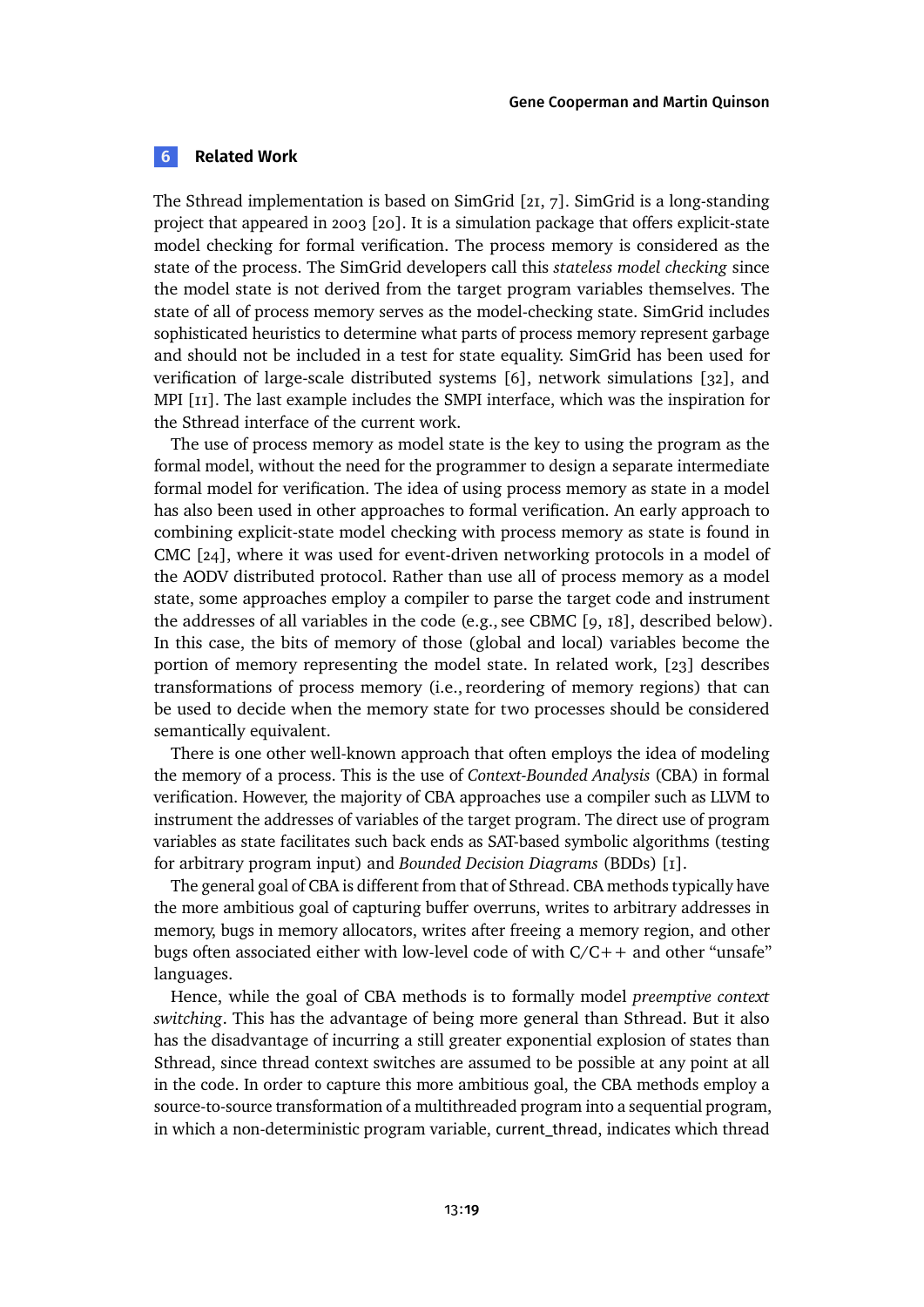## 6 Related Work

The Sthread implementation is based on SimGrid [21, 7]. SimGrid is a long-standing project that appeared in 2003 [20]. It is a simulation package that offers explicit-state model checking for formal verification. The process memory is considered as the state of the process. The SimGrid developers call this *stateless model checking* since the model state is not derived from the target program variables themselves. The state of all of process memory serves as the model-checking state. SimGrid includes sophisticated heuristics to determine what parts of process memory represent garbage and should not be included in a test for state equality. SimGrid has been used for verification of large-scale distributed systems [6], network simulations [32], and MPI [11]. The last example includes the SMPI interface, which was the inspiration for the Sthread interface of the current work.

The use of process memory as model state is the key to using the program as the formal model, without the need for the programmer to design a separate intermediate formal model for verification. The idea of using process memory as state in a model has also been used in other approaches to formal verification. An early approach to combining explicit-state model checking with process memory as state is found in CMC [24], where it was used for event-driven networking protocols in a model of the AODV distributed protocol. Rather than use all of process memory as a model state, some approaches employ a compiler to parse the target code and instrument the addresses of all variables in the code (e.g., see CBMC [9, 18], described below). In this case, the bits of memory of those (global and local) variables become the portion of memory representing the model state. In related work, [23] describes transformations of process memory (i.e., reordering of memory regions) that can be used to decide when the memory state for two processes should be considered semantically equivalent.

There is one other well-known approach that often employs the idea of modeling the memory of a process. This is the use of *Context-Bounded Analysis* (CBA) in formal verification. However, the majority of CBA approaches use a compiler such as LLVM to instrument the addresses of variables of the target program. The direct use of program variables as state facilitates such back ends as SAT-based symbolic algorithms (testing for arbitrary program input) and *Bounded Decision Diagrams* (BDDs) [1].

The general goal of CBA is different from that of Sthread. CBA methods typically have the more ambitious goal of capturing buffer overruns, writes to arbitrary addresses in memory, bugs in memory allocators, writes after freeing a memory region, and other bugs often associated either with low-level code of with C/C++ and other "unsafe" languages.

Hence, while the goal of CBA methods is to formally model *preemptive context switching*. This has the advantage of being more general than Sthread. But it also has the disadvantage of incurring a still greater exponential explosion of states than Sthread, since thread context switches are assumed to be possible at any point at all in the code. In order to capture this more ambitious goal, the CBA methods employ a source-to-source transformation of a multithreaded program into a sequential program, in which a non-deterministic program variable, `current_thread`, indicates which thread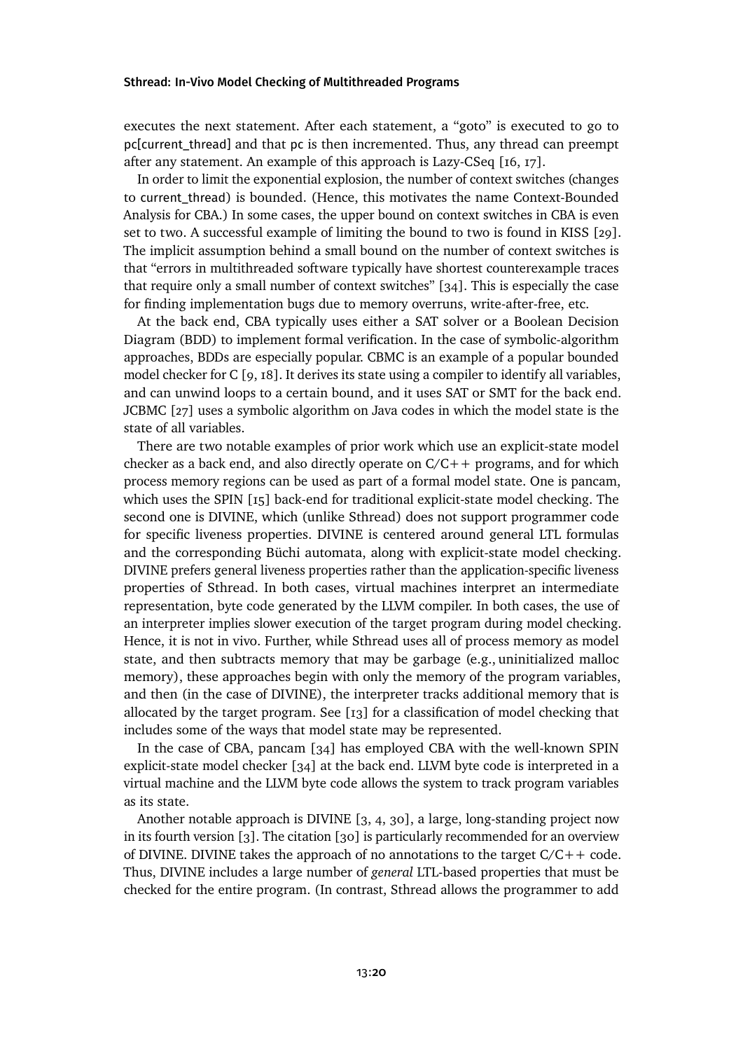executes the next statement. After each statement, a "goto" is executed to go to pc[current_thread] and that pc is then incremented. Thus, any thread can preempt after any statement. An example of this approach is Lazy-CSeq [16, 17].

In order to limit the exponential explosion, the number of context switches (changes to current_thread) is bounded. (Hence, this motivates the name Context-Bounded Analysis for CBA.) In some cases, the upper bound on context switches in CBA is even set to two. A successful example of limiting the bound to two is found in KISS [29]. The implicit assumption behind a small bound on the number of context switches is that "errors in multithreaded software typically have shortest counterexample traces that require only a small number of context switches" [34]. This is especially the case for finding implementation bugs due to memory overruns, write-after-free, etc.

At the back end, CBA typically uses either a SAT solver or a Boolean Decision Diagram (BDD) to implement formal verification. In the case of symbolic-algorithm approaches, BDDs are especially popular. CBMC is an example of a popular bounded model checker for C [9, 18]. It derives its state using a compiler to identify all variables, and can unwind loops to a certain bound, and it uses SAT or SMT for the back end. JCBMC [27] uses a symbolic algorithm on Java codes in which the model state is the state of all variables.

There are two notable examples of prior work which use an explicit-state model checker as a back end, and also directly operate on C/C++ programs, and for which process memory regions can be used as part of a formal model state. One is pancam, which uses the SPIN [15] back-end for traditional explicit-state model checking. The second one is DIVINE, which (unlike Sthread) does not support programmer code for specific liveness properties. DIVINE is centered around general LTL formulas and the corresponding Büchi automata, along with explicit-state model checking. DIVINE prefers general liveness properties rather than the application-specific liveness properties of Sthread. In both cases, virtual machines interpret an intermediate representation, byte code generated by the LLVM compiler. In both cases, the use of an interpreter implies slower execution of the target program during model checking. Hence, it is not in vivo. Further, while Sthread uses all of process memory as model state, and then subtracts memory that may be garbage (e.g., uninitialized malloc memory), these approaches begin with only the memory of the program variables, and then (in the case of DIVINE), the interpreter tracks additional memory that is allocated by the target program. See [13] for a classification of model checking that includes some of the ways that model state may be represented.

In the case of CBA, pancam [34] has employed CBA with the well-known SPIN explicit-state model checker [34] at the back end. LLVM byte code is interpreted in a virtual machine and the LLVM byte code allows the system to track program variables as its state.

Another notable approach is DIVINE [3, 4, 30], a large, long-standing project now in its fourth version [3]. The citation [30] is particularly recommended for an overview of DIVINE. DIVINE takes the approach of no annotations to the target C/C++ code. Thus, DIVINE includes a large number of *general* LTL-based properties that must be checked for the entire program. (In contrast, Sthread allows the programmer to add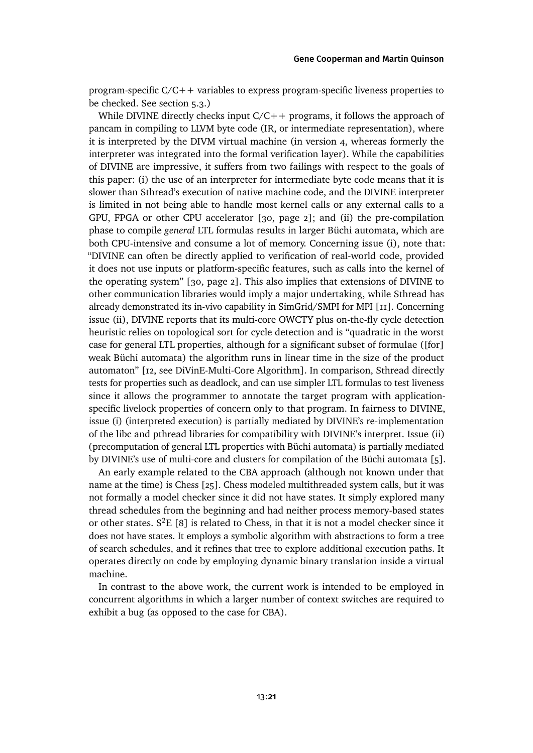program-specific C/C++ variables to express program-specific liveness properties to be checked. See section 5.3.)

While DIVINE directly checks input C/C++ programs, it follows the approach of pancam in compiling to LLVM byte code (IR, or intermediate representation), where it is interpreted by the DIVM virtual machine (in version 4, whereas formerly the interpreter was integrated into the formal verification layer). While the capabilities of DIVINE are impressive, it suffers from two failings with respect to the goals of this paper: (i) the use of an interpreter for intermediate byte code means that it is slower than Sthread's execution of native machine code, and the DIVINE interpreter is limited in not being able to handle most kernel calls or any external calls to a GPU, FPGA or other CPU accelerator [30, page 2]; and (ii) the pre-compilation phase to compile *general* LTL formulas results in larger Büchi automata, which are both CPU-intensive and consume a lot of memory. Concerning issue (i), note that: "DIVINE can often be directly applied to verification of real-world code, provided it does not use inputs or platform-specific features, such as calls into the kernel of the operating system" [30, page 2]. This also implies that extensions of DIVINE to other communication libraries would imply a major undertaking, while Sthread has already demonstrated its in-vivo capability in SimGrid/SMPI for MPI [11]. Concerning issue (ii), DIVINE reports that its multi-core OWCTY plus on-the-fly cycle detection heuristic relies on topological sort for cycle detection and is "quadratic in the worst case for general LTL properties, although for a significant subset of formulae ([for] weak Büchi automata) the algorithm runs in linear time in the size of the product automaton" [12, see DiVinE-Multi-Core Algorithm]. In comparison, Sthread directly tests for properties such as deadlock, and can use simpler LTL formulas to test liveness since it allows the programmer to annotate the target program with application-specific livelock properties of concern only to that program. In fairness to DIVINE, issue (i) (interpreted execution) is partially mediated by DIVINE's re-implementation of the libc and pthread libraries for compatibility with DIVINE's interpret. Issue (ii) (precomputation of general LTL properties with Büchi automata) is partially mediated by DIVINE's use of multi-core and clusters for compilation of the Büchi automata [5].

An early example related to the CBA approach (although not known under that name at the time) is Chess [25]. Chess modeled multithreaded system calls, but it was not formally a model checker since it did not have states. It simply explored many thread schedules from the beginning and had neither process memory-based states or other states. $S^2E$ [8] is related to Chess, in that it is not a model checker since it does not have states. It employs a symbolic algorithm with abstractions to form a tree of search schedules, and it refines that tree to explore additional execution paths. It operates directly on code by employing dynamic binary translation inside a virtual machine.

In contrast to the above work, the current work is intended to be employed in concurrent algorithms in which a larger number of context switches are required to exhibit a bug (as opposed to the case for CBA).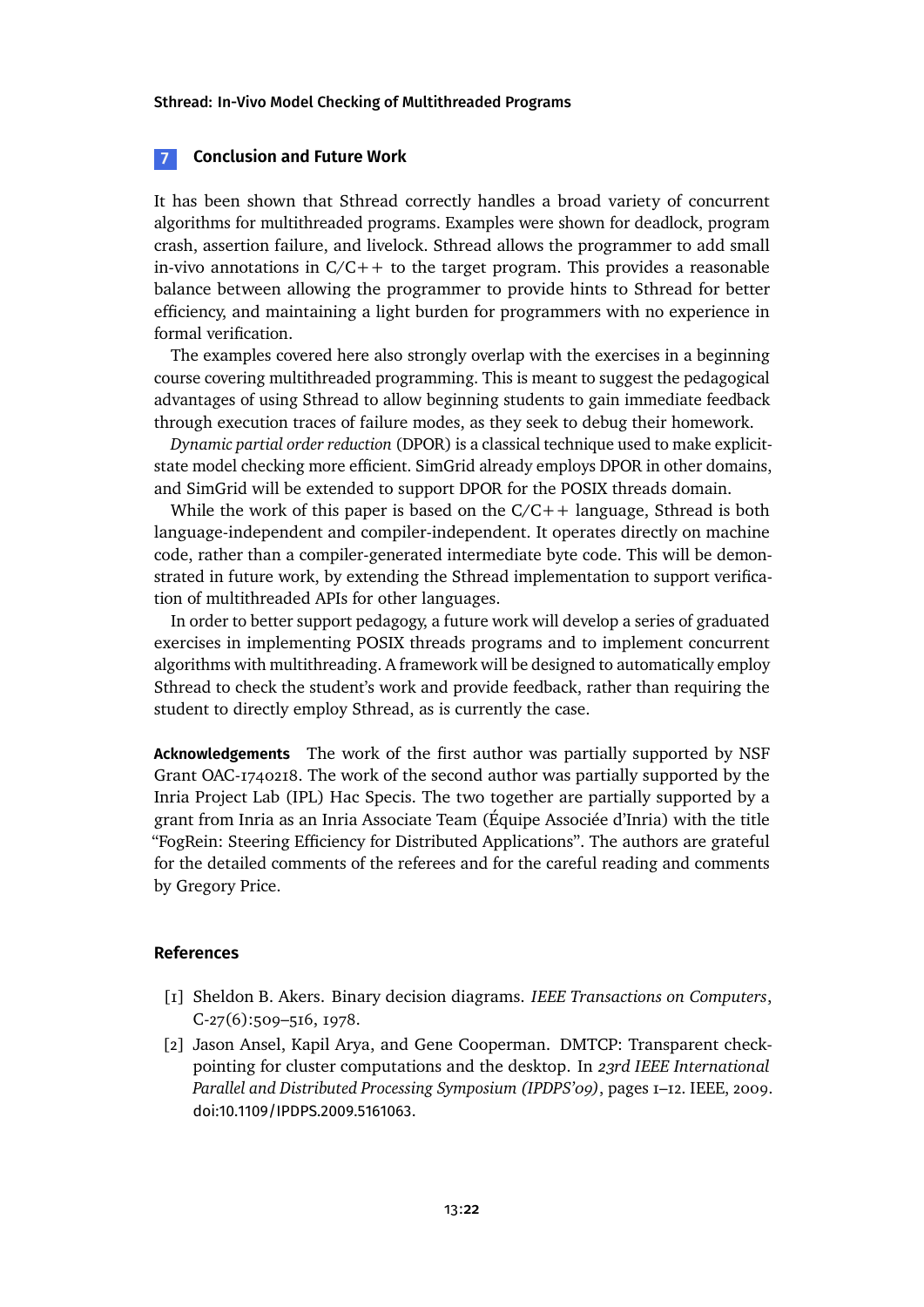## 7 Conclusion and Future Work

It has been shown that Sthread correctly handles a broad variety of concurrent algorithms for multithreaded programs. Examples were shown for deadlock, program crash, assertion failure, and livelock. Sthread allows the programmer to add small in-vivo annotations in C/C++ to the target program. This provides a reasonable balance between allowing the programmer to provide hints to Sthread for better efficiency, and maintaining a light burden for programmers with no experience in formal verification.

The examples covered here also strongly overlap with the exercises in a beginning course covering multithreaded programming. This is meant to suggest the pedagogical advantages of using Sthread to allow beginning students to gain immediate feedback through execution traces of failure modes, as they seek to debug their homework.

*Dynamic partial order reduction* (DPOR) is a classical technique used to make explicit-state model checking more efficient. SimGrid already employs DPOR in other domains, and SimGrid will be extended to support DPOR for the POSIX threads domain.

While the work of this paper is based on the C/C++ language, Sthread is both language-independent and compiler-independent. It operates directly on machine code, rather than a compiler-generated intermediate byte code. This will be demonstrated in future work, by extending the Sthread implementation to support verification of multithreaded APIs for other languages.

In order to better support pedagogy, a future work will develop a series of graduated exercises in implementing POSIX threads programs and to implement concurrent algorithms with multithreading. A framework will be designed to automatically employ Sthread to check the student's work and provide feedback, rather than requiring the student to directly employ Sthread, as is currently the case.

**Acknowledgements** The work of the first author was partially supported by NSF Grant OAC-1740218. The work of the second author was partially supported by the Inria Project Lab (IPL) Hac Specis. The two together are partially supported by a grant from Inria as an Inria Associate Team (Équipe Associée d'Inria) with the title "FogRein: Steering Efficiency for Distributed Applications". The authors are grateful for the detailed comments of the referees and for the careful reading and comments by Gregory Price.

## References

[1] Sheldon B. Akers. Binary decision diagrams. *IEEE Transactions on Computers*, C-27(6):509–516, 1978.

[2] Jason Ansel, Kapil Arya, and Gene Cooperman. DMTCP: Transparent checkpointing for cluster computations and the desktop. In *23rd IEEE International Parallel and Distributed Processing Symposium (IPDPS'09)*, pages 1–12. IEEE, 2009. doi:10.1109/IPDPS.2009.5161063.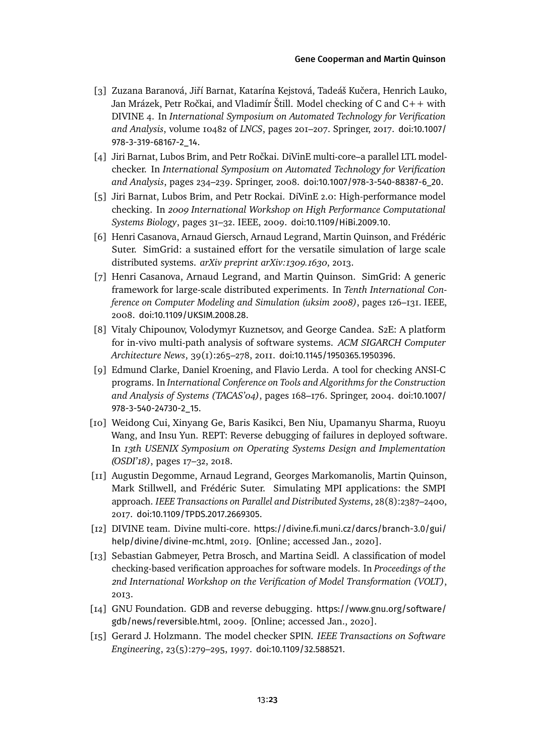[3] Zuzana Baranová, Jiří Barnat, Katarína Kejstová, Tadeáš Kučera, Henrich Lauko, Jan Mrázek, Petr Ročkai, and Vladimír Štill. Model checking of C and C++ with DIVINE 4. In *International Symposium on Automated Technology for Verification and Analysis*, volume 10482 of *LNCS*, pages 201–207. Springer, 2017. doi:10.1007/978-3-319-68167-2_14.

[4] Jiri Barnat, Lubos Brim, and Petr Ročkai. DiVinE multi-core–a parallel LTL model-checker. In *International Symposium on Automated Technology for Verification and Analysis*, pages 234–239. Springer, 2008. doi:10.1007/978-3-540-88387-6_20.

[5] Jiri Barnat, Lubos Brim, and Petr Rockai. DiVinE 2.0: High-performance model checking. In *2009 International Workshop on High Performance Computational Systems Biology*, pages 31–32. IEEE, 2009. doi:10.1109/HiBi.2009.10.

[6] Henri Casanova, Arnaud Giersch, Arnaud Legrand, Martin Quinson, and Frédéric Suter. SimGrid: a sustained effort for the versatile simulation of large scale distributed systems. *arXiv preprint arXiv:1309.1630*, 2013.

[7] Henri Casanova, Arnaud Legrand, and Martin Quinson. SimGrid: A generic framework for large-scale distributed experiments. In *Tenth International Conference on Computer Modeling and Simulation (uksim 2008)*, pages 126–131. IEEE, 2008. doi:10.1109/UKSIM.2008.28.

[8] Vitaly Chipounov, Volodymyr Kuznetsov, and George Candea. S2E: A platform for in-vivo multi-path analysis of software systems. *ACM SIGARCH Computer Architecture News*, 39(1):265–278, 2011. doi:10.1145/1950365.1950396.

[9] Edmund Clarke, Daniel Kroening, and Flavio Lerda. A tool for checking ANSI-C programs. In *International Conference on Tools and Algorithms for the Construction and Analysis of Systems (TACAS'04)*, pages 168–176. Springer, 2004. doi:10.1007/978-3-540-24730-2_15.

[10] Weidong Cui, Xinyang Ge, Baris Kasikci, Ben Niu, Upamanyu Sharma, Ruoyu Wang, and Insu Yun. REPT: Reverse debugging of failures in deployed software. In *13th USENIX Symposium on Operating Systems Design and Implementation (OSDI'18)*, pages 17–32, 2018.

[11] Augustin Degomme, Arnaud Legrand, Georges Markomanolis, Martin Quinson, Mark Stillwell, and Frédéric Suter. Simulating MPI applications: the SMPI approach. *IEEE Transactions on Parallel and Distributed Systems*, 28(8):2387–2400, 2017. doi:10.1109/TPDS.2017.2669305.

[12] DIVINE team. Divine multi-core. https://divine.fi.muni.cz/darcs/branch-3.0/gui/help/divine/divine-mc.html, 2019. [Online; accessed Jan., 2020].

[13] Sebastian Gabmeyer, Petra Brosch, and Martina Seidl. A classification of model checking-based verification approaches for software models. In *Proceedings of the 2nd International Workshop on the Verification of Model Transformation (VOLT)*, 2013.

[14] GNU Foundation. GDB and reverse debugging. https://www.gnu.org/software/gdb/news/reversible.html, 2009. [Online; accessed Jan., 2020].

[15] Gerard J. Holzmann. The model checker SPIN. *IEEE Transactions on Software Engineering*, 23(5):279–295, 1997. doi:10.1109/32.588521.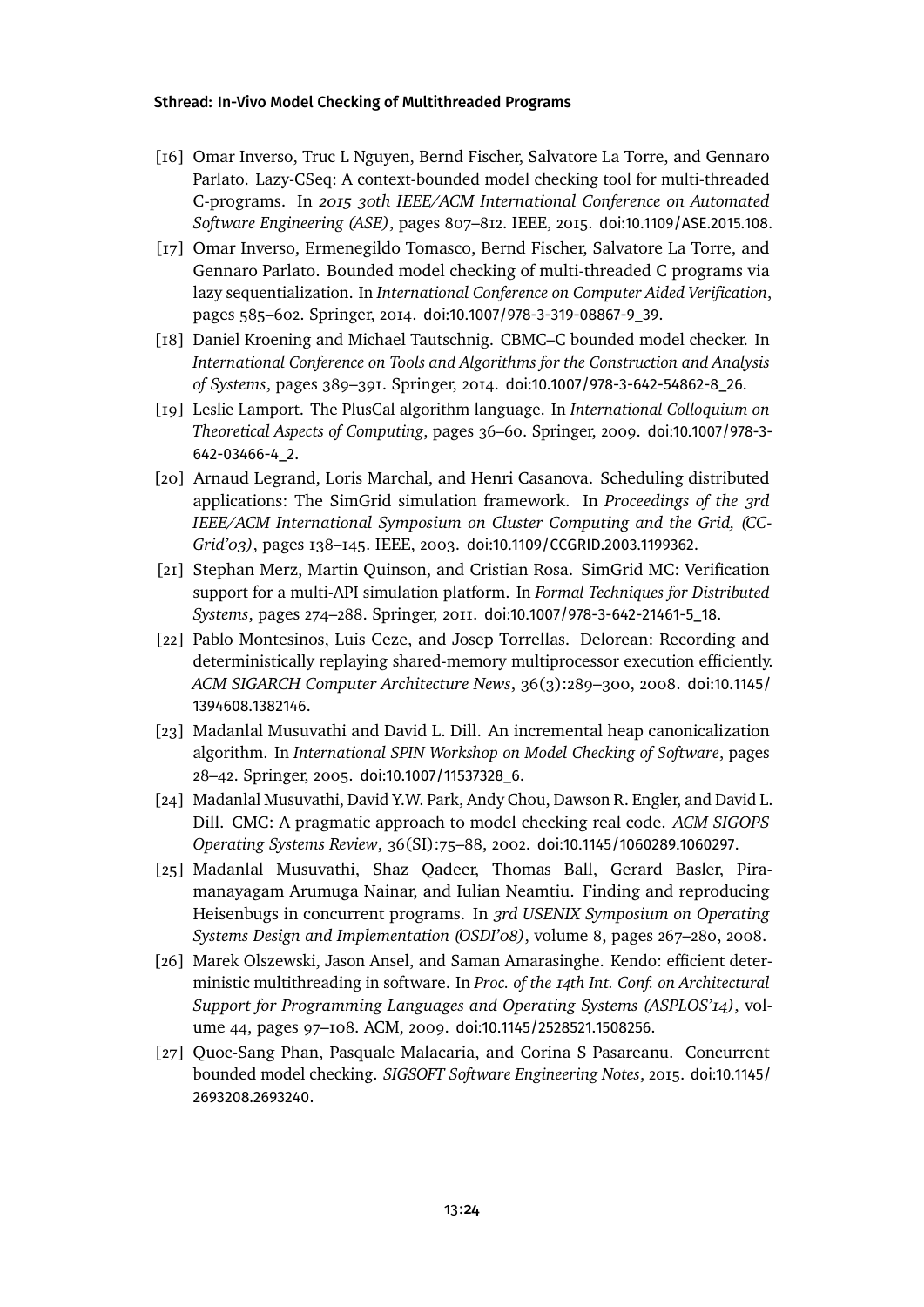[16] Omar Inverso, Truc L Nguyen, Bernd Fischer, Salvatore La Torre, and Gennaro Parlato. Lazy-CSeq: A context-bounded model checking tool for multi-threaded C-programs. In *2015 30th IEEE/ACM International Conference on Automated Software Engineering (ASE)*, pages 807–812. IEEE, 2015. doi:10.1109/ASE.2015.108.

[17] Omar Inverso, Ermenegildo Tomasco, Bernd Fischer, Salvatore La Torre, and Gennaro Parlato. Bounded model checking of multi-threaded C programs via lazy sequentialization. In *International Conference on Computer Aided Verification*, pages 585–602. Springer, 2014. doi:10.1007/978-3-319-08867-9_39.

[18] Daniel Kroening and Michael Tautschnig. CBMC–C bounded model checker. In *International Conference on Tools and Algorithms for the Construction and Analysis of Systems*, pages 389–391. Springer, 2014. doi:10.1007/978-3-642-54862-8_26.

[19] Leslie Lamport. The PlusCal algorithm language. In *International Colloquium on Theoretical Aspects of Computing*, pages 36–60. Springer, 2009. doi:10.1007/978-3-642-03466-4_2.

[20] Arnaud Legrand, Loris Marchal, and Henri Casanova. Scheduling distributed applications: The SimGrid simulation framework. In *Proceedings of the 3rd IEEE/ACM International Symposium on Cluster Computing and the Grid, (CC-Grid'03)*, pages 138–145. IEEE, 2003. doi:10.1109/CCGRID.2003.1199362.

[21] Stephan Merz, Martin Quinson, and Cristian Rosa. SimGrid MC: Verification support for a multi-API simulation platform. In *Formal Techniques for Distributed Systems*, pages 274–288. Springer, 2011. doi:10.1007/978-3-642-21461-5_18.

[22] Pablo Montesinos, Luis Ceze, and Josep Torrellas. Delorean: Recording and deterministically replaying shared-memory multiprocessor execution efficiently. *ACM SIGARCH Computer Architecture News*, 36(3):289–300, 2008. doi:10.1145/1394608.1382146.

[23] Madanlal Musuvathi and David L. Dill. An incremental heap canonicalization algorithm. In *International SPIN Workshop on Model Checking of Software*, pages 28–42. Springer, 2005. doi:10.1007/11537328_6.

[24] Madanlal Musuvathi, David Y.W. Park, Andy Chou, Dawson R. Engler, and David L. Dill. CMC: A pragmatic approach to model checking real code. *ACM SIGOPS Operating Systems Review*, 36(SI):75–88, 2002. doi:10.1145/1060289.1060297.

[25] Madanlal Musuvathi, Shaz Qadeer, Thomas Ball, Gerard Basler, Piramanayagam Arumuga Nainar, and Iulian Neamtiu. Finding and reproducing Heisenbugs in concurrent programs. In *3rd USENIX Symposium on Operating Systems Design and Implementation (OSDI'08)*, volume 8, pages 267–280, 2008.

[26] Marek Olszewski, Jason Ansel, and Saman Amarasinghe. Kendo: efficient deterministic multithreading in software. In *Proc. of the 14th Int. Conf. on Architectural Support for Programming Languages and Operating Systems (ASPLOS'14)*, volume 44, pages 97–108. ACM, 2009. doi:10.1145/2528521.1508256.

[27] Quoc-Sang Phan, Pasquale Malacaria, and Corina S Pasareanu. Concurrent bounded model checking. *SIGSOFT Software Engineering Notes*, 2015. doi:10.1145/2693208.2693240.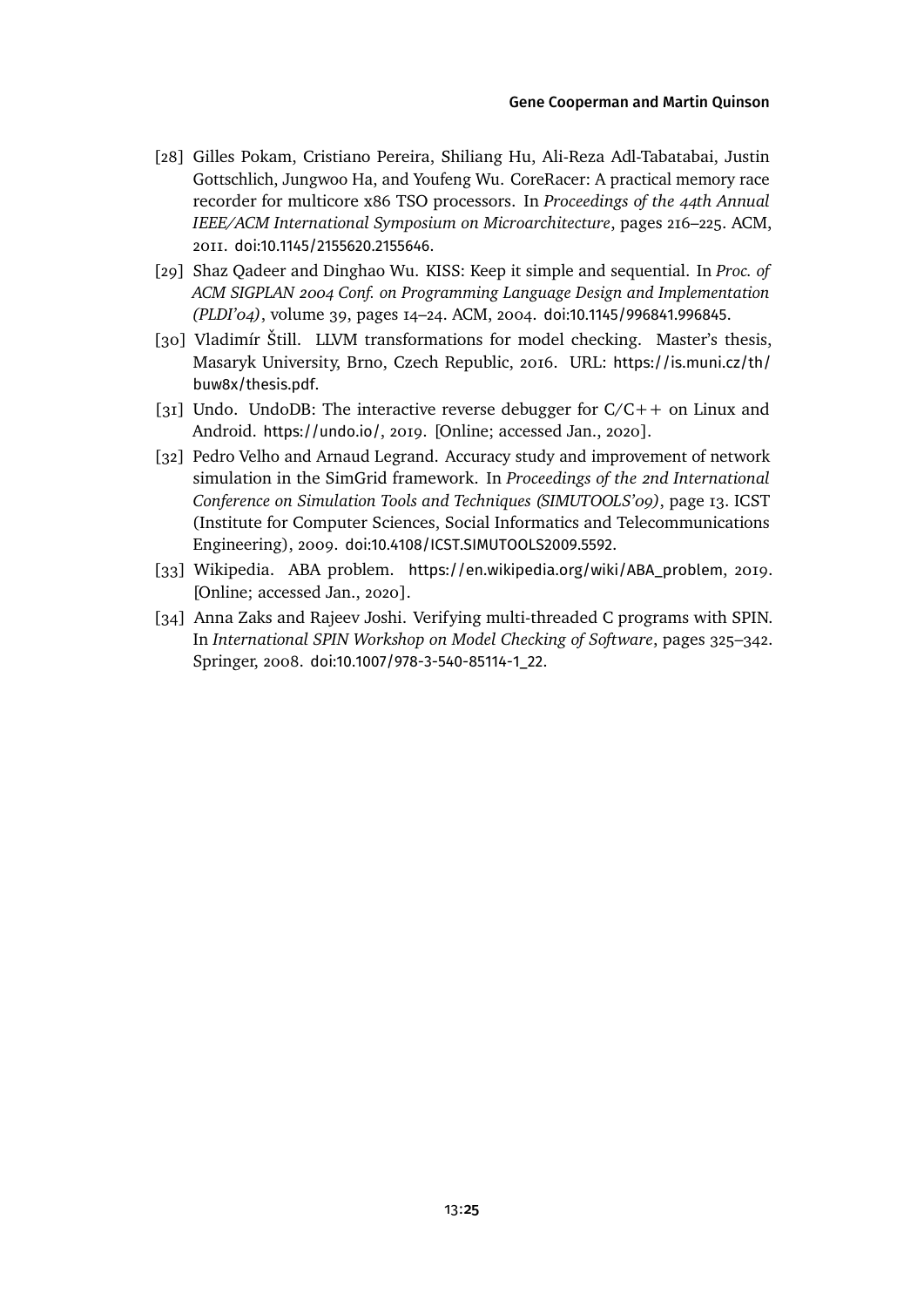[28] Gilles Pokam, Cristiano Pereira, Shiliang Hu, Ali-Reza Adl-Tabatabai, Justin Gottschlich, Jungwoo Ha, and Youfeng Wu. CoreRacer: A practical memory race recorder for multicore x86 TSO processors. In *Proceedings of the 44th Annual IEEE/ACM International Symposium on Microarchitecture*, pages 216–225. ACM, 2011. doi:10.1145/2155620.2155646.

[29] Shaz Qadeer and Dinghao Wu. KISS: Keep it simple and sequential. In *Proc. of ACM SIGPLAN 2004 Conf. on Programming Language Design and Implementation (PLDI'04)*, volume 39, pages 14–24. ACM, 2004. doi:10.1145/996841.996845.

[30] Vladimír Štill. LLVM transformations for model checking. Master's thesis, Masaryk University, Brno, Czech Republic, 2016. URL: https://is.muni.cz/th/buw8x/thesis.pdf.

[31] Undo. UndoDB: The interactive reverse debugger for C/C++ on Linux and Android. https://undo.io/, 2019. [Online; accessed Jan., 2020].

[32] Pedro Velho and Arnaud Legrand. Accuracy study and improvement of network simulation in the SimGrid framework. In *Proceedings of the 2nd International Conference on Simulation Tools and Techniques (SIMUTOOLS'09)*, page 13. ICST (Institute for Computer Sciences, Social Informatics and Telecommunications Engineering), 2009. doi:10.4108/ICST.SIMUTOOLS2009.5592.

[33] Wikipedia. ABA problem. https://en.wikipedia.org/wiki/ABA_problem, 2019. [Online; accessed Jan., 2020].

[34] Anna Zaks and Rajeev Joshi. Verifying multi-threaded C programs with SPIN. In *International SPIN Workshop on Model Checking of Software*, pages 325–342. Springer, 2008. doi:10.1007/978-3-540-85114-1_22.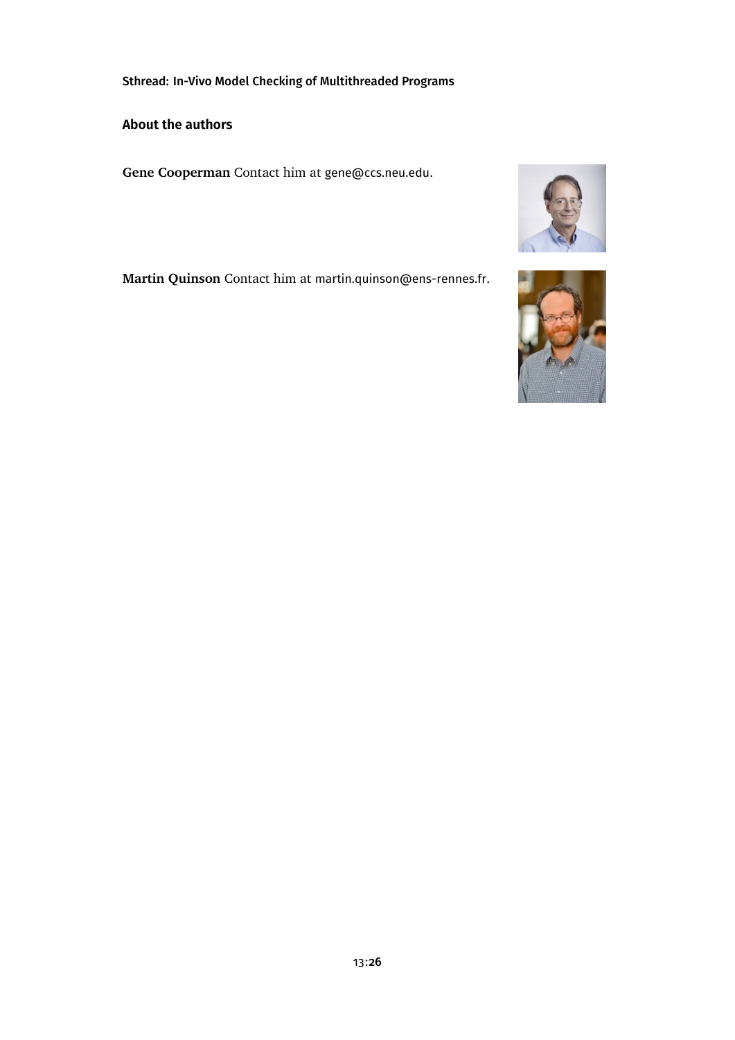## About the authors

**Gene Cooperman** Contact him at gene@ccs.neu.edu.

**Martin Quinson** Contact him at martin.quinson@ens-rennes.fr.